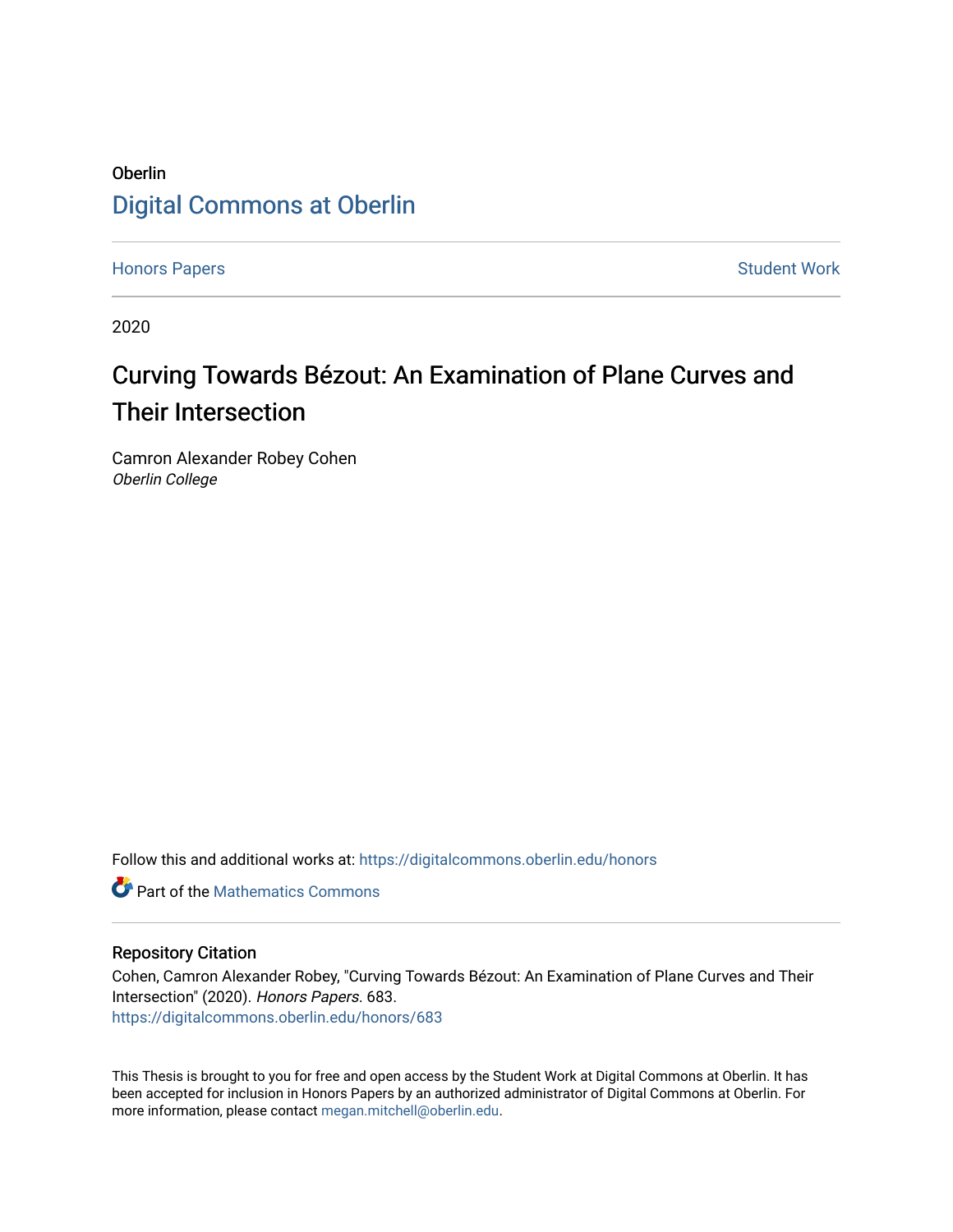Oberlin

# Digital Commons at Oberlin

Honors Papers Student Work

2020

# Curving Towards Bézout: An Examination of Plane Curves and Their Intersection

Camron Alexander Robey Cohen
*Oberlin College*

Follow this and additional works at: https://digitalcommons.oberlin.edu/honors

Part of the Mathematics Commons

## Repository Citation

Cohen, Camron Alexander Robey, "Curving Towards Bézout: An Examination of Plane Curves and Their Intersection" (2020). *Honors Papers*. 683.
https://digitalcommons.oberlin.edu/honors/683

This Thesis is brought to you for free and open access by the Student Work at Digital Commons at Oberlin. It has been accepted for inclusion in Honors Papers by an authorized administrator of Digital Commons at Oberlin. For more information, please contact megan.mitchell@oberlin.edu.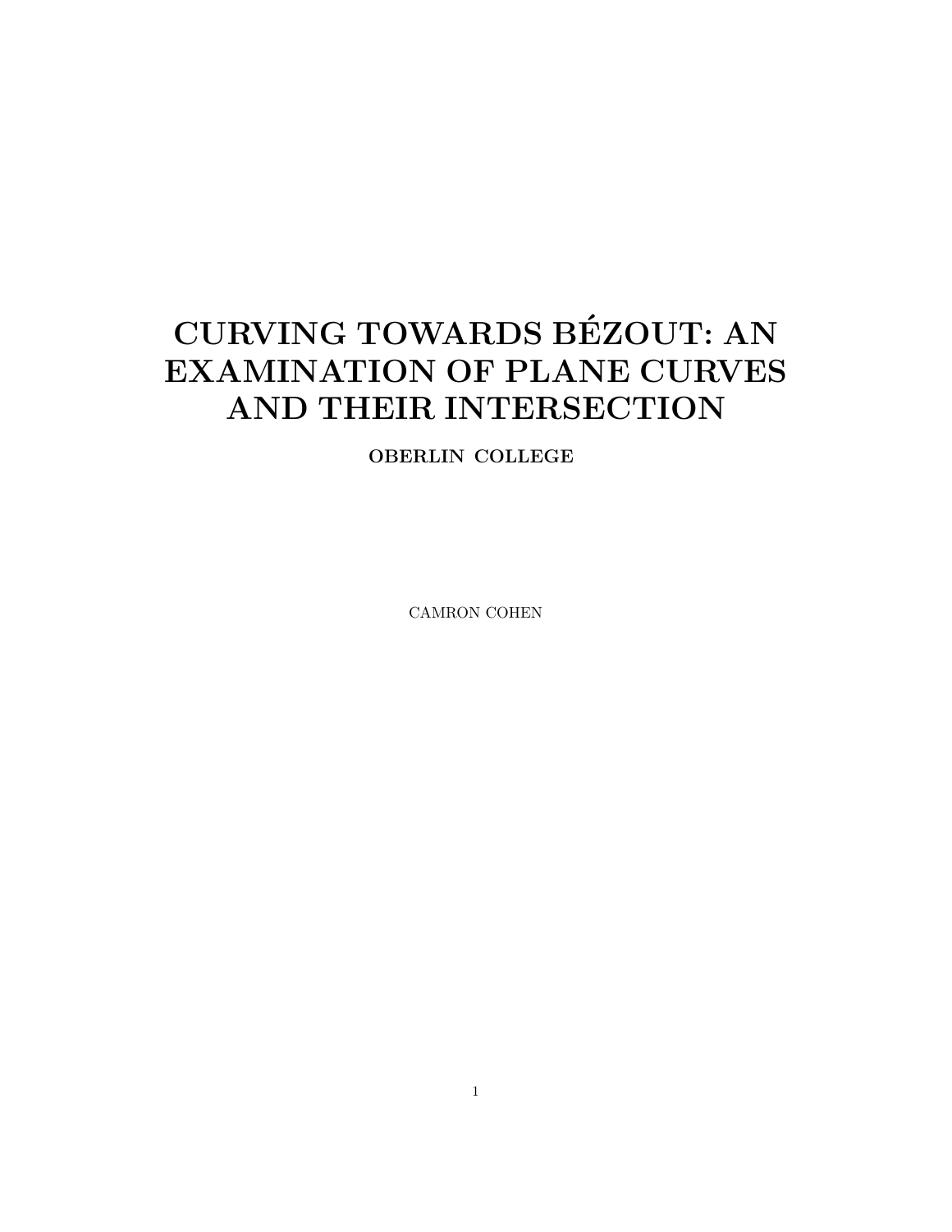# CURVING TOWARDS BÉZOUT: AN EXAMINATION OF PLANE CURVES AND THEIR INTERSECTION

**OBERLIN COLLEGE**

CAMRON COHEN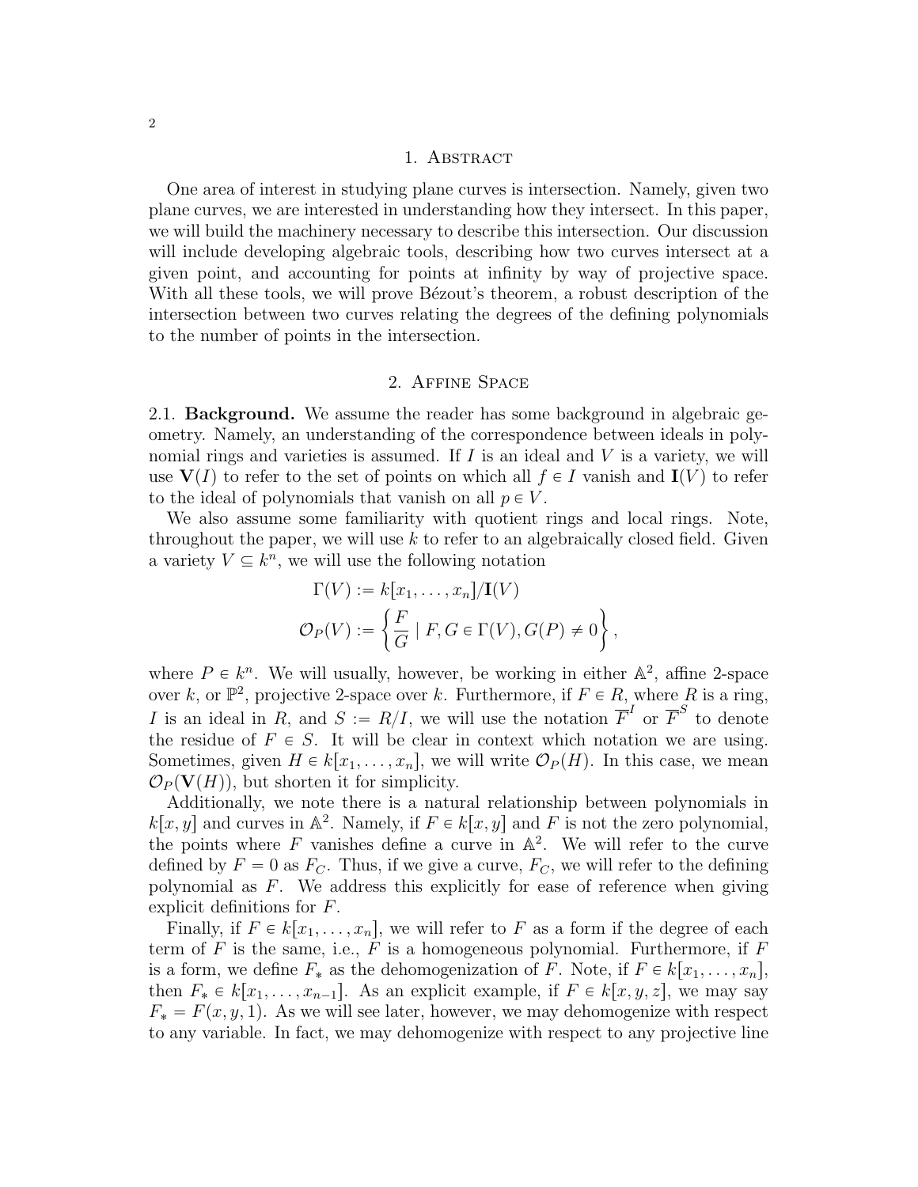## 1. Abstract

One area of interest in studying plane curves is intersection. Namely, given two plane curves, we are interested in understanding how they intersect. In this paper, we will build the machinery necessary to describe this intersection. Our discussion will include developing algebraic tools, describing how two curves intersect at a given point, and accounting for points at infinity by way of projective space. With all these tools, we will prove Bézout's theorem, a robust description of the intersection between two curves relating the degrees of the defining polynomials to the number of points in the intersection.

## 2. Affine Space

2.1. **Background.** We assume the reader has some background in algebraic geometry. Namely, an understanding of the correspondence between ideals in polynomial rings and varieties is assumed. If $I$ is an ideal and $V$ is a variety, we will use $\mathbf{V}(I)$ to refer to the set of points on which all $f \in I$ vanish and $\mathbf{I}(V)$ to refer to the ideal of polynomials that vanish on all $p \in V$.

We also assume some familiarity with quotient rings and local rings. Note, throughout the paper, we will use $k$ to refer to an algebraically closed field. Given a variety $V \subseteq k^n$, we will use the following notation

$$\Gamma(V) := k[x_1, \ldots, x_n]/\mathbf{I}(V)$$

$$\mathcal{O}_P(V) := \left\{ \frac{F}{G} \mid F, G \in \Gamma(V), G(P) \neq 0 \right\},$$

where $P \in k^n$. We will usually, however, be working in either $\mathbb{A}^2$, affine 2-space over $k$, or $\mathbb{P}^2$, projective 2-space over $k$. Furthermore, if $F \in R$, where $R$ is a ring, $I$ is an ideal in $R$, and $S := R/I$, we will use the notation $\overline{F}^I$ or $\overline{F}^S$ to denote the residue of $F \in S$. It will be clear in context which notation we are using. Sometimes, given $H \in k[x_1, \ldots, x_n]$, we will write $\mathcal{O}_P(H)$. In this case, we mean $\mathcal{O}_P(\mathbf{V}(H))$, but shorten it for simplicity.

Additionally, we note there is a natural relationship between polynomials in $k[x, y]$ and curves in $\mathbb{A}^2$. Namely, if $F \in k[x, y]$ and $F$ is not the zero polynomial, the points where $F$ vanishes define a curve in $\mathbb{A}^2$. We will refer to the curve defined by $F = 0$ as $F_C$. Thus, if we give a curve, $F_C$, we will refer to the defining polynomial as $F$. We address this explicitly for ease of reference when giving explicit definitions for $F$.

Finally, if $F \in k[x_1, \ldots, x_n]$, we will refer to $F$ as a form if the degree of each term of $F$ is the same, i.e., $F$ is a homogeneous polynomial. Furthermore, if $F$ is a form, we define $F_*$ as the dehomogenization of $F$. Note, if $F \in k[x_1, \ldots, x_n]$, then $F_* \in k[x_1, \ldots, x_{n-1}]$. As an explicit example, if $F \in k[x, y, z]$, we may say $F_* = F(x, y, 1)$. As we will see later, however, we may dehomogenize with respect to any variable. In fact, we may dehomogenize with respect to any projective line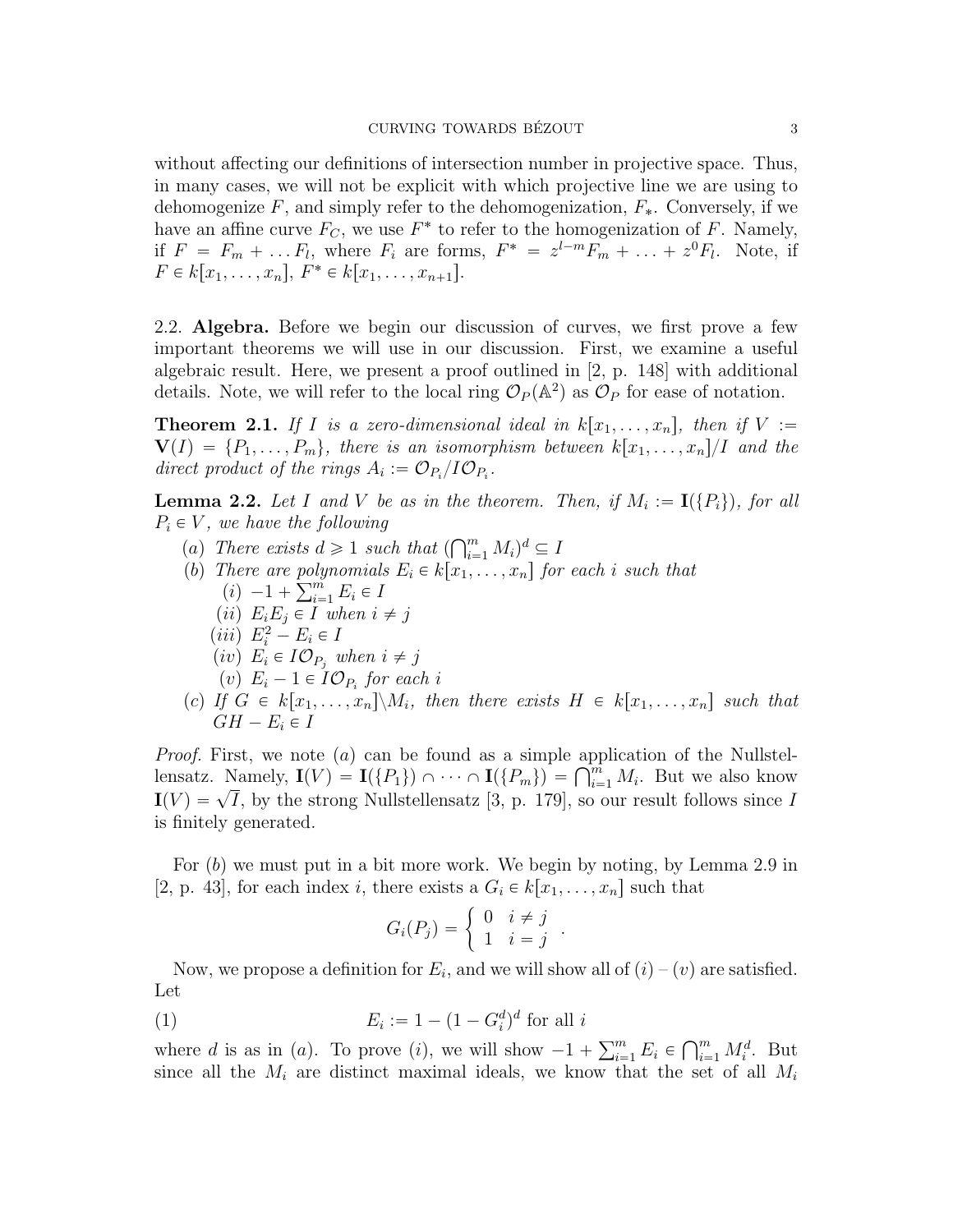without affecting our definitions of intersection number in projective space. Thus, in many cases, we will not be explicit with which projective line we are using to dehomogenize $F$, and simply refer to the dehomogenization, $F_*$. Conversely, if we have an affine curve $F_C$, we use $F^*$ to refer to the homogenization of $F$. Namely, if $F = F_m + \dots F_l$, where $F_i$ are forms, $F^* = z^{l-m}F_m + \dots + z^0 F_l$. Note, if $F \in k[x_1, \dots, x_n]$, $F^* \in k[x_1, \dots, x_{n+1}]$.

2.2. **Algebra.** Before we begin our discussion of curves, we first prove a few important theorems we will use in our discussion. First, we examine a useful algebraic result. Here, we present a proof outlined in [2, p. 148] with additional details. Note, we will refer to the local ring $\mathcal{O}_P(\mathbb{A}^2)$ as $\mathcal{O}_P$ for ease of notation.

**Theorem 2.1.** *If $I$ is a zero-dimensional ideal in $k[x_1, \dots, x_n]$, then if $V := \mathbf{V}(I) = \{P_1, \dots, P_m\}$, there is an isomorphism between $k[x_1, \dots, x_n]/I$ and the direct product of the rings $A_i := \mathcal{O}_{P_i}/I\mathcal{O}_{P_i}$.*

**Lemma 2.2.** *Let $I$ and $V$ be as in the theorem. Then, if $M_i := \mathbf{I}(\{P_i\})$, for all $P_i \in V$, we have the following*

- $(a)$ *There exists $d \geqslant 1$ such that $(\bigcap_{i=1}^m M_i)^d \subseteq I$*
- $(b)$ *There are polynomials $E_i \in k[x_1, \dots, x_n]$ for each $i$ such that*
  - $(i)$ $-1 + \sum_{i=1}^m E_i \in I$
  - $(ii)$ $E_i E_j \in I$ *when* $i \neq j$
  - $(iii)$ $E_i^2 - E_i \in I$
  - $(iv)$ $E_i \in I\mathcal{O}_{P_j}$ *when* $i \neq j$
  - $(v)$ $E_i - 1 \in I\mathcal{O}_{P_i}$ *for each* $i$
- $(c)$ *If $G \in k[x_1, \dots, x_n] \backslash M_i$, then there exists $H \in k[x_1, \dots, x_n]$ such that $GH - E_i \in I$*

*Proof.* First, we note $(a)$ can be found as a simple application of the Nullstellensatz. Namely, $\mathbf{I}(V) = \mathbf{I}(\{P_1\}) \cap \dots \cap \mathbf{I}(\{P_m\}) = \bigcap_{i=1}^m M_i$. But we also know $\mathbf{I}(V) = \sqrt{I}$, by the strong Nullstellensatz [3, p. 179], so our result follows since $I$ is finitely generated.

For $(b)$ we must put in a bit more work. We begin by noting, by Lemma 2.9 in [2, p. 43], for each index $i$, there exists a $G_i \in k[x_1, \dots, x_n]$ such that

$$G_i(P_j) = \begin{cases} 0 & i \neq j \\ 1 & i = j \end{cases}.$$

Now, we propose a definition for $E_i$, and we will show all of $(i)$ – $(v)$ are satisfied. Let

$$E_i := 1 - (1 - G_i^d)^d \text{ for all } i \tag{1}$$

where $d$ is as in $(a)$. To prove $(i)$, we will show $-1 + \sum_{i=1}^m E_i \in \bigcap_{i=1}^m M_i^d$. But since all the $M_i$ are distinct maximal ideals, we know that the set of all $M_i$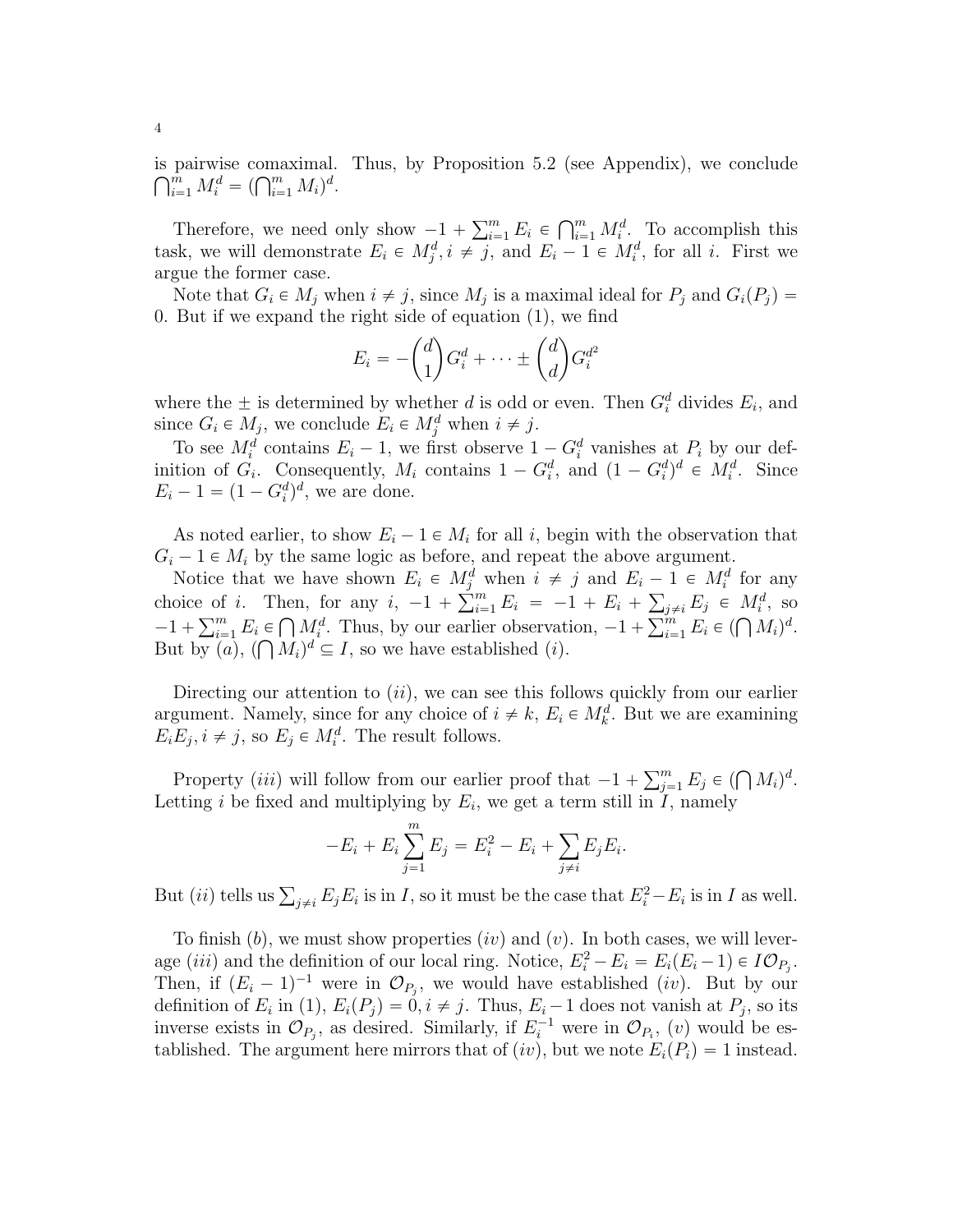is pairwise comaximal. Thus, by Proposition 5.2 (see Appendix), we conclude $\bigcap_{i=1}^m M_i^d = (\bigcap_{i=1}^m M_i)^d$.

Therefore, we need only show $-1 + \sum_{i=1}^m E_i \in \bigcap_{i=1}^m M_i^d$. To accomplish this task, we will demonstrate $E_i \in M_j^d, i \neq j$, and $E_i - 1 \in M_i^d$, for all $i$. First we argue the former case.

Note that $G_i \in M_j$ when $i \neq j$, since $M_j$ is a maximal ideal for $P_j$ and $G_i(P_j) = 0$. But if we expand the right side of equation (1), we find

$$E_i = -\binom{d}{1} G_i^d + \cdots \pm \binom{d}{d} G_i^{d^2}$$

where the $\pm$ is determined by whether $d$ is odd or even. Then $G_i^d$ divides $E_i$, and since $G_i \in M_j$, we conclude $E_i \in M_j^d$ when $i \neq j$.

To see $M_i^d$ contains $E_i - 1$, we first observe $1 - G_i^d$ vanishes at $P_i$ by our definition of $G_i$. Consequently, $M_i$ contains $1 - G_i^d$, and $(1 - G_i^d)^d \in M_i^d$. Since $E_i - 1 = (1 - G_i^d)^d$, we are done.

As noted earlier, to show $E_i - 1 \in M_i$ for all $i$, begin with the observation that $G_i - 1 \in M_i$ by the same logic as before, and repeat the above argument.

Notice that we have shown $E_i \in M_j^d$ when $i \neq j$ and $E_i - 1 \in M_i^d$ for any choice of $i$. Then, for any $i$, $-1 + \sum_{i=1}^m E_i = -1 + E_i + \sum_{j \neq i} E_j \in M_i^d$, so $-1 + \sum_{i=1}^m E_i \in \bigcap M_i^d$. Thus, by our earlier observation, $-1 + \sum_{i=1}^m E_i \in (\bigcap M_i)^d$. But by $(a)$, $(\bigcap M_i)^d \subseteq I$, so we have established $(i)$.

Directing our attention to $(ii)$, we can see this follows quickly from our earlier argument. Namely, since for any choice of $i \neq k$, $E_i \in M_k^d$. But we are examining $E_i E_j, i \neq j$, so $E_j \in M_i^d$. The result follows.

Property $(iii)$ will follow from our earlier proof that $-1 + \sum_{j=1}^m E_j \in (\bigcap M_i)^d$. Letting $i$ be fixed and multiplying by $E_i$, we get a term still in $I$, namely

$$-E_i + E_i \sum_{j=1}^m E_j = E_i^2 - E_i + \sum_{j \neq i} E_j E_i.$$

But $(ii)$ tells us $\sum_{j \neq i} E_j E_i$ is in $I$, so it must be the case that $E_i^2 - E_i$ is in $I$ as well.

To finish $(b)$, we must show properties $(iv)$ and $(v)$. In both cases, we will leverage $(iii)$ and the definition of our local ring. Notice, $E_i^2 - E_i = E_i(E_i - 1) \in I\mathcal{O}_{P_j}$. Then, if $(E_i - 1)^{-1}$ were in $\mathcal{O}_{P_j}$, we would have established $(iv)$. But by our definition of $E_i$ in (1), $E_i(P_j) = 0, i \neq j$. Thus, $E_i - 1$ does not vanish at $P_j$, so its inverse exists in $\mathcal{O}_{P_j}$, as desired. Similarly, if $E_i^{-1}$ were in $\mathcal{O}_{P_i}$, $(v)$ would be established. The argument here mirrors that of $(iv)$, but we note $E_i(P_i) = 1$ instead.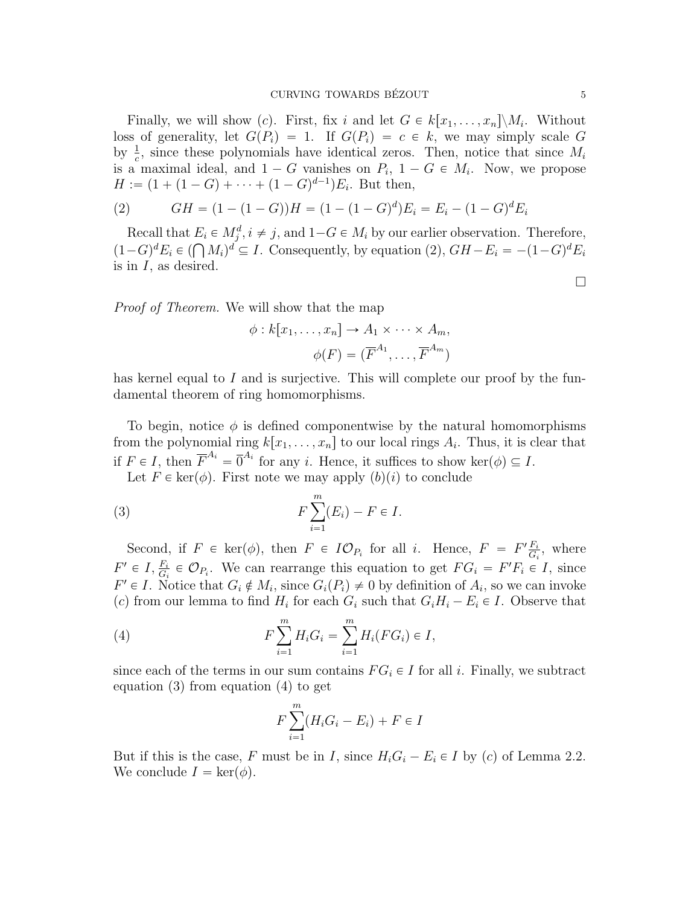Finally, we will show $(c)$. First, fix $i$ and let $G \in k[x_1, \dots, x_n] \backslash M_i$. Without loss of generality, let $G(P_i) = 1$. If $G(P_i) = c \in k$, we may simply scale $G$ by $\frac{1}{c}$, since these polynomials have identical zeros. Then, notice that since $M_i$ is a maximal ideal, and $1 - G$ vanishes on $P_i$, $1 - G \in M_i$. Now, we propose $H := (1 + (1 - G) + \cdots + (1 - G)^{d-1})E_i$. But then,

$$GH = (1 - (1 - G))H = (1 - (1 - G)^d)E_i = E_i - (1 - G)^d E_i \tag{2}$$

Recall that $E_i \in M_j^d, i \neq j$, and $1-G \in M_i$ by our earlier observation. Therefore, $(1-G)^d E_i \in (\bigcap M_i)^d \subseteq I$. Consequently, by equation (2), $GH - E_i = -(1-G)^d E_i$ is in $I$, as desired.

□

*Proof of Theorem.* We will show that the map

$$\phi : k[x_1, \dots, x_n] \to A_1 \times \cdots \times A_m,$$
$$\phi(F) = (\overline{F}^{A_1}, \dots, \overline{F}^{A_m})$$

has kernel equal to $I$ and is surjective. This will complete our proof by the fundamental theorem of ring homomorphisms.

To begin, notice $\phi$ is defined componentwise by the natural homomorphisms from the polynomial ring $k[x_1, \dots, x_n]$ to our local rings $A_i$. Thus, it is clear that if $F \in I$, then $\overline{F}^{A_i} = \overline{0}^{A_i}$ for any $i$. Hence, it suffices to show $\ker(\phi) \subseteq I$.

Let $F \in \ker(\phi)$. First note we may apply $(b)(i)$ to conclude

$$F \sum_{i=1}^{m} (E_i) - F \in I. \tag{3}$$

Second, if $F \in \ker(\phi)$, then $F \in I\mathcal{O}_{P_i}$ for all $i$. Hence, $F = F' \frac{F_i}{G_i}$, where $F' \in I, \frac{F_i}{G_i} \in \mathcal{O}_{P_i}$. We can rearrange this equation to get $FG_i = F'F_i \in I$, since $F' \in I$. Notice that $G_i \notin M_i$, since $G_i(P_i) \neq 0$ by definition of $A_i$, so we can invoke $(c)$ from our lemma to find $H_i$ for each $G_i$ such that $G_i H_i - E_i \in I$. Observe that

$$F \sum_{i=1}^{m} H_i G_i = \sum_{i=1}^{m} H_i (FG_i) \in I, \tag{4}$$

since each of the terms in our sum contains $FG_i \in I$ for all $i$. Finally, we subtract equation (3) from equation (4) to get

$$F \sum_{i=1}^{m} (H_i G_i - E_i) + F \in I$$

But if this is the case, $F$ must be in $I$, since $H_i G_i - E_i \in I$ by $(c)$ of Lemma 2.2. We conclude $I = \ker(\phi)$.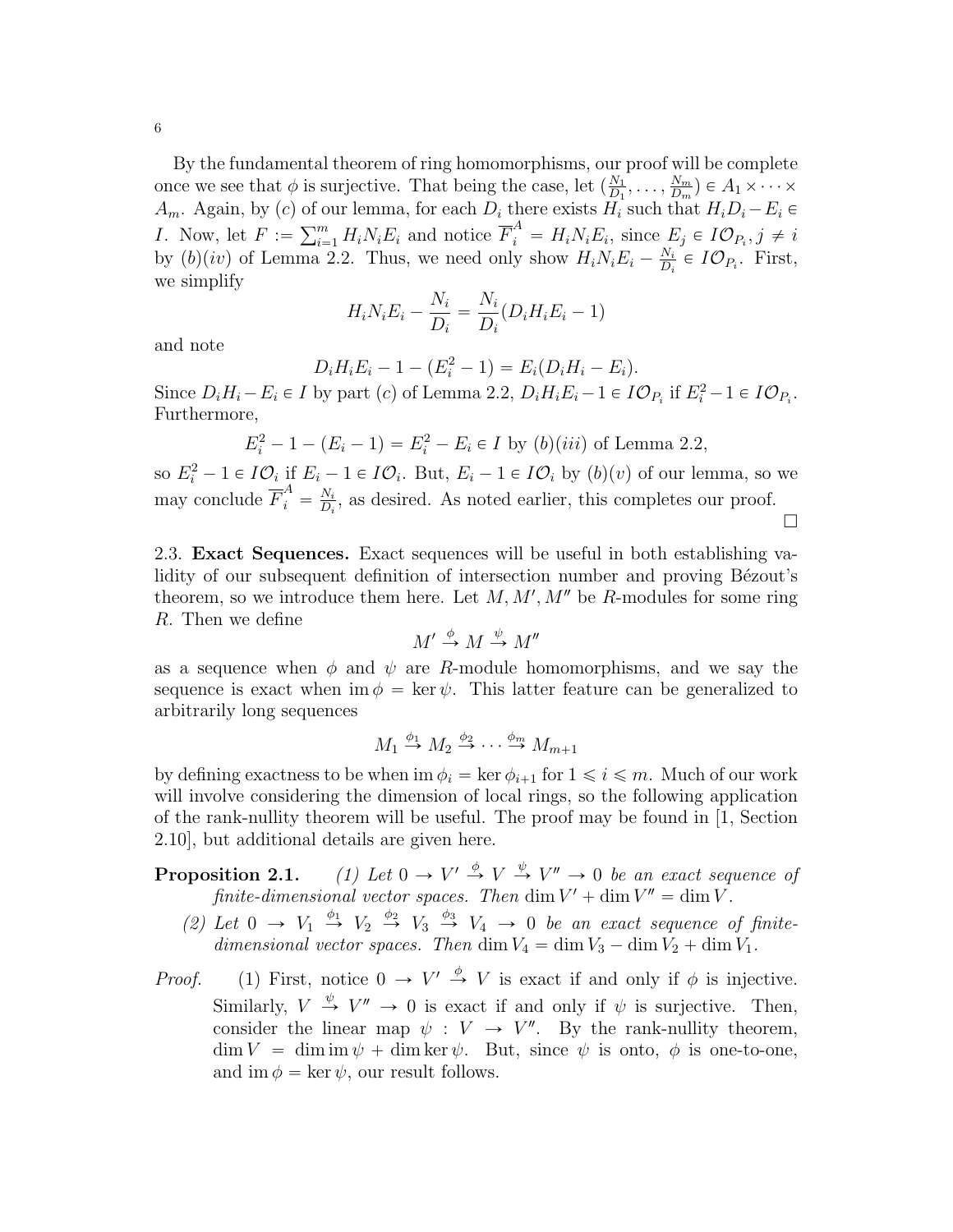By the fundamental theorem of ring homomorphisms, our proof will be complete once we see that $\phi$ is surjective. That being the case, let $(\frac{N_1}{D_1}, \ldots, \frac{N_m}{D_m}) \in A_1 \times \cdots \times A_m$. Again, by $(c)$ of our lemma, for each $D_i$ there exists $H_i$ such that $H_i D_i - E_i \in I$. Now, let $F := \sum_{i=1}^m H_i N_i E_i$ and notice $\overline{F}_i^A = H_i N_i E_i$, since $E_j \in I\mathcal{O}_{P_i}, j \neq i$ by $(b)(iv)$ of Lemma 2.2. Thus, we need only show $H_i N_i E_i - \frac{N_i}{D_i} \in I\mathcal{O}_{P_i}$. First, we simplify

$$H_i N_i E_i - \frac{N_i}{D_i} = \frac{N_i}{D_i}(D_i H_i E_i - 1)$$

and note

$$D_i H_i E_i - 1 - (E_i^2 - 1) = E_i(D_i H_i - E_i).$$

Since $D_i H_i - E_i \in I$ by part $(c)$ of Lemma 2.2, $D_i H_i E_i - 1 \in I\mathcal{O}_{P_i}$ if $E_i^2 - 1 \in I\mathcal{O}_{P_i}$. Furthermore,

$$E_i^2 - 1 - (E_i - 1) = E_i^2 - E_i \in I \text{ by } (b)(iii) \text{ of Lemma 2.2,}$$

so $E_i^2 - 1 \in I\mathcal{O}_i$ if $E_i - 1 \in I\mathcal{O}_i$. But, $E_i - 1 \in I\mathcal{O}_i$ by $(b)(v)$ of our lemma, so we may conclude $\overline{F}_i^A = \frac{N_i}{D_i}$, as desired. As noted earlier, this completes our proof. □

2.3. **Exact Sequences.** Exact sequences will be useful in both establishing validity of our subsequent definition of intersection number and proving Bézout's theorem, so we introduce them here. Let $M, M', M''$ be $R$-modules for some ring $R$. Then we define

$$M' \xrightarrow{\phi} M \xrightarrow{\psi} M''$$

as a sequence when $\phi$ and $\psi$ are $R$-module homomorphisms, and we say the sequence is exact when $\operatorname{im}\phi = \ker\psi$. This latter feature can be generalized to arbitrarily long sequences

$$M_1 \xrightarrow{\phi_1} M_2 \xrightarrow{\phi_2} \cdots \xrightarrow{\phi_m} M_{m+1}$$

by defining exactness to be when $\operatorname{im}\phi_i = \ker\phi_{i+1}$ for $1 \leqslant i \leqslant m$. Much of our work will involve considering the dimension of local rings, so the following application of the rank-nullity theorem will be useful. The proof may be found in [1, Section 2.10], but additional details are given here.

**Proposition 2.1.** *(1) Let $0 \to V' \xrightarrow{\phi} V \xrightarrow{\psi} V'' \to 0$ be an exact sequence of finite-dimensional vector spaces. Then $\dim V' + \dim V'' = \dim V$.*

*(2) Let $0 \to V_1 \xrightarrow{\phi_1} V_2 \xrightarrow{\phi_2} V_3 \xrightarrow{\phi_3} V_4 \to 0$ be an exact sequence of finite-dimensional vector spaces. Then $\dim V_4 = \dim V_3 - \dim V_2 + \dim V_1$.*

*Proof.* (1) First, notice $0 \to V' \xrightarrow{\phi} V$ is exact if and only if $\phi$ is injective. Similarly, $V \xrightarrow{\psi} V'' \to 0$ is exact if and only if $\psi$ is surjective. Then, consider the linear map $\psi : V \to V''$. By the rank-nullity theorem, $\dim V = \dim \operatorname{im}\psi + \dim\ker\psi$. But, since $\psi$ is onto, $\phi$ is one-to-one, and $\operatorname{im}\phi = \ker\psi$, our result follows.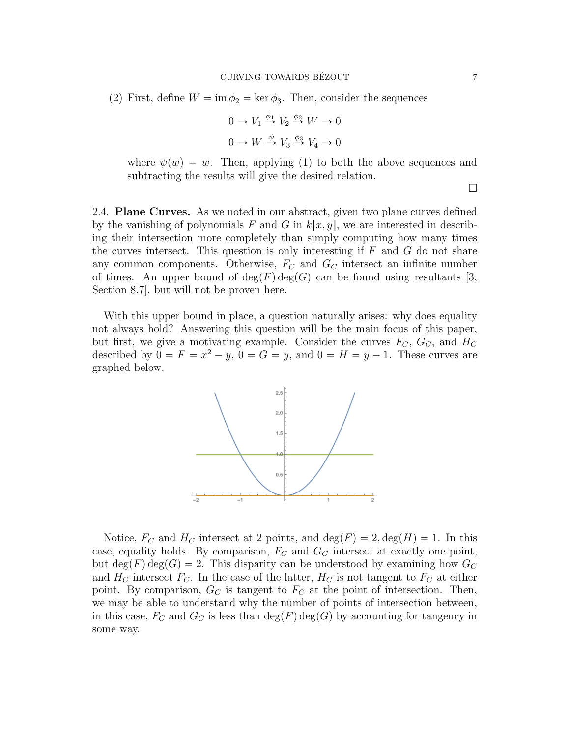(2) First, define $W = \operatorname{im} \phi_2 = \ker \phi_3$. Then, consider the sequences

$$0 \to V_1 \xrightarrow{\phi_1} V_2 \xrightarrow{\phi_2} W \to 0$$

$$0 \to W \xrightarrow{\psi} V_3 \xrightarrow{\phi_3} V_4 \to 0$$

where $\psi(w) = w$. Then, applying (1) to both the above sequences and subtracting the results will give the desired relation.

□

2.4. **Plane Curves.** As we noted in our abstract, given two plane curves defined by the vanishing of polynomials $F$ and $G$ in $k[x, y]$, we are interested in describing their intersection more completely than simply computing how many times the curves intersect. This question is only interesting if $F$ and $G$ do not share any common components. Otherwise, $F_C$ and $G_C$ intersect an infinite number of times. An upper bound of $\deg(F)\deg(G)$ can be found using resultants [3, Section 8.7], but will not be proven here.

With this upper bound in place, a question naturally arises: why does equality not always hold? Answering this question will be the main focus of this paper, but first, we give a motivating example. Consider the curves $F_C$, $G_C$, and $H_C$ described by $0 = F = x^2 - y$, $0 = G = y$, and $0 = H = y - 1$. These curves are graphed below.

Notice, $F_C$ and $H_C$ intersect at 2 points, and $\deg(F) = 2, \deg(H) = 1$. In this case, equality holds. By comparison, $F_C$ and $G_C$ intersect at exactly one point, but $\deg(F)\deg(G) = 2$. This disparity can be understood by examining how $G_C$ and $H_C$ intersect $F_C$. In the case of the latter, $H_C$ is not tangent to $F_C$ at either point. By comparison, $G_C$ is tangent to $F_C$ at the point of intersection. Then, we may be able to understand why the number of points of intersection between, in this case, $F_C$ and $G_C$ is less than $\deg(F)\deg(G)$ by accounting for tangency in some way.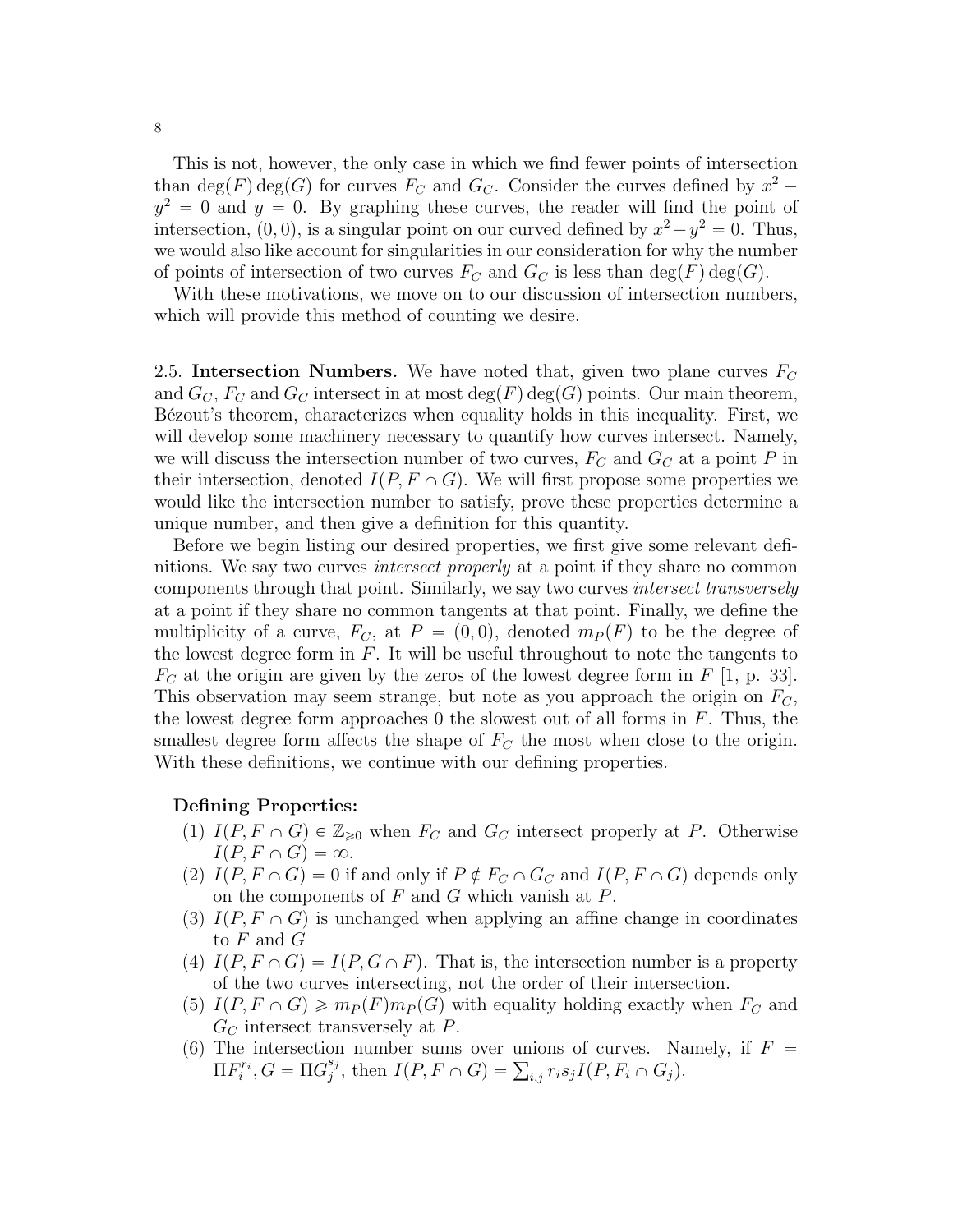This is not, however, the only case in which we find fewer points of intersection than $\deg(F)\deg(G)$ for curves $F_C$ and $G_C$. Consider the curves defined by $x^2 - y^2 = 0$ and $y = 0$. By graphing these curves, the reader will find the point of intersection, $(0, 0)$, is a singular point on our curved defined by $x^2 - y^2 = 0$. Thus, we would also like account for singularities in our consideration for why the number of points of intersection of two curves $F_C$ and $G_C$ is less than $\deg(F)\deg(G)$.

With these motivations, we move on to our discussion of intersection numbers, which will provide this method of counting we desire.

2.5. **Intersection Numbers.** We have noted that, given two plane curves $F_C$ and $G_C$, $F_C$ and $G_C$ intersect in at most $\deg(F)\deg(G)$ points. Our main theorem, Bézout's theorem, characterizes when equality holds in this inequality. First, we will develop some machinery necessary to quantify how curves intersect. Namely, we will discuss the intersection number of two curves, $F_C$ and $G_C$ at a point $P$ in their intersection, denoted $I(P, F \cap G)$. We will first propose some properties we would like the intersection number to satisfy, prove these properties determine a unique number, and then give a definition for this quantity.

Before we begin listing our desired properties, we first give some relevant definitions. We say two curves *intersect properly* at a point if they share no common components through that point. Similarly, we say two curves *intersect transversely* at a point if they share no common tangents at that point. Finally, we define the multiplicity of a curve, $F_C$, at $P = (0, 0)$, denoted $m_P(F)$ to be the degree of the lowest degree form in $F$. It will be useful throughout to note the tangents to $F_C$ at the origin are given by the zeros of the lowest degree form in $F$ [1, p. 33]. This observation may seem strange, but note as you approach the origin on $F_C$, the lowest degree form approaches 0 the slowest out of all forms in $F$. Thus, the smallest degree form affects the shape of $F_C$ the most when close to the origin. With these definitions, we continue with our defining properties.

**Defining Properties:**

1. $I(P, F \cap G) \in \mathbb{Z}_{\geqslant 0}$ when $F_C$ and $G_C$ intersect properly at $P$. Otherwise $I(P, F \cap G) = \infty$.
2. $I(P, F \cap G) = 0$ if and only if $P \notin F_C \cap G_C$ and $I(P, F \cap G)$ depends only on the components of $F$ and $G$ which vanish at $P$.
3. $I(P, F \cap G)$ is unchanged when applying an affine change in coordinates to $F$ and $G$
4. $I(P, F \cap G) = I(P, G \cap F)$. That is, the intersection number is a property of the two curves intersecting, not the order of their intersection.
5. $I(P, F \cap G) \geqslant m_P(F)m_P(G)$ with equality holding exactly when $F_C$ and $G_C$ intersect transversely at $P$.
6. The intersection number sums over unions of curves. Namely, if $F = \Pi F_i^{r_i}, G = \Pi G_j^{s_j}$, then $I(P, F \cap G) = \sum_{i,j} r_i s_j I(P, F_i \cap G_j)$.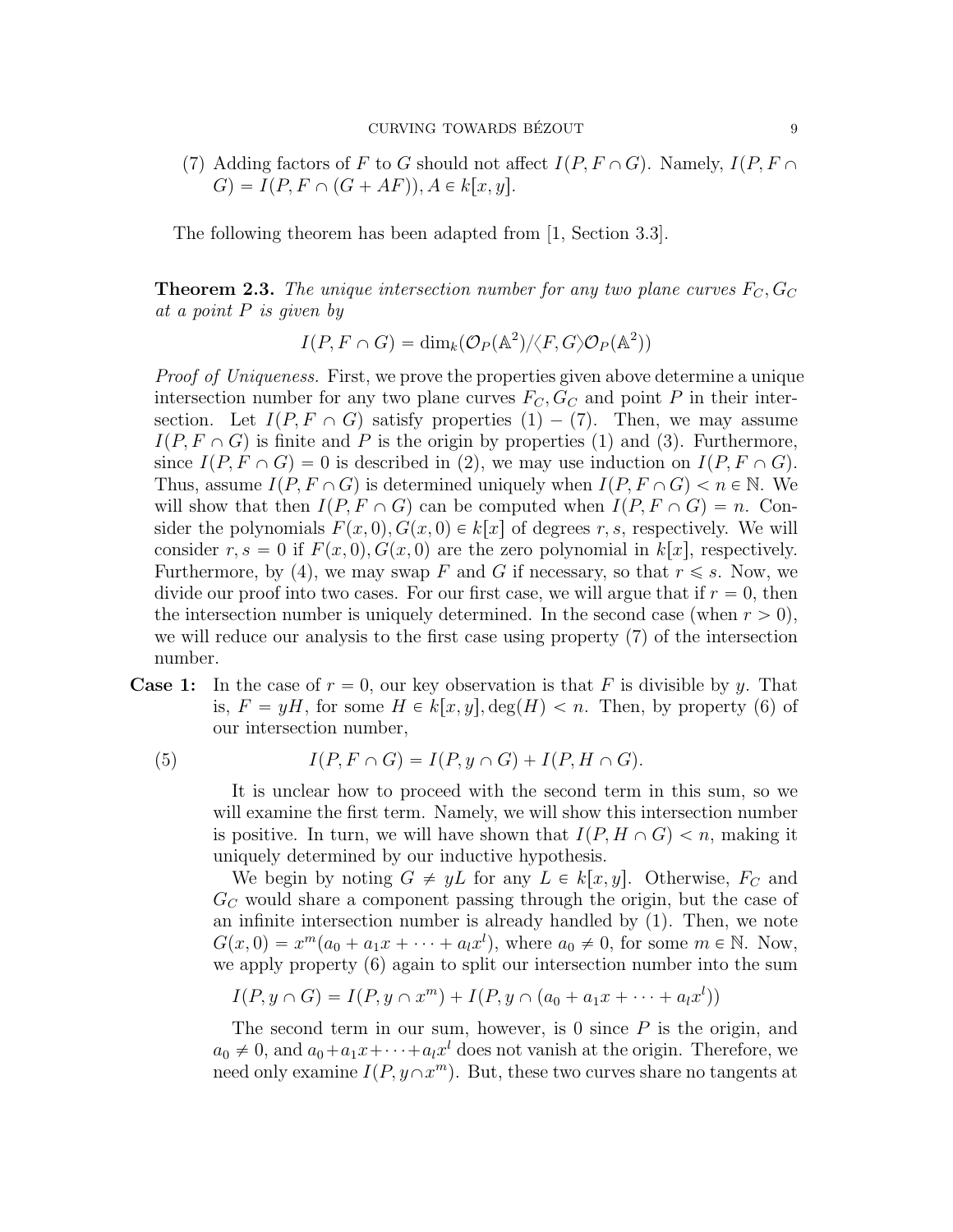(7) Adding factors of $F$ to $G$ should not affect $I(P, F \cap G)$. Namely, $I(P, F \cap G) = I(P, F \cap (G + AF)), A \in k[x, y]$.

The following theorem has been adapted from [1, Section 3.3].

**Theorem 2.3.** *The unique intersection number for any two plane curves $F_C, G_C$ at a point $P$ is given by*

$$I(P, F \cap G) = \dim_k(\mathcal{O}_P(\mathbb{A}^2)/\langle F, G\rangle \mathcal{O}_P(\mathbb{A}^2))$$

*Proof of Uniqueness.* First, we prove the properties given above determine a unique intersection number for any two plane curves $F_C, G_C$ and point $P$ in their intersection. Let $I(P, F \cap G)$ satisfy properties (1) − (7). Then, we may assume $I(P, F \cap G)$ is finite and $P$ is the origin by properties (1) and (3). Furthermore, since $I(P, F \cap G) = 0$ is described in (2), we may use induction on $I(P, F \cap G)$. Thus, assume $I(P, F \cap G)$ is determined uniquely when $I(P, F \cap G) < n \in \mathbb{N}$. We will show that then $I(P, F \cap G)$ can be computed when $I(P, F \cap G) = n$. Consider the polynomials $F(x, 0), G(x, 0) \in k[x]$ of degrees $r, s$, respectively. We will consider $r, s = 0$ if $F(x, 0), G(x, 0)$ are the zero polynomial in $k[x]$, respectively. Furthermore, by (4), we may swap $F$ and $G$ if necessary, so that $r \leqslant s$. Now, we divide our proof into two cases. For our first case, we will argue that if $r = 0$, then the intersection number is uniquely determined. In the second case (when $r > 0$), we will reduce our analysis to the first case using property (7) of the intersection number.

**Case 1:** In the case of $r = 0$, our key observation is that $F$ is divisible by $y$. That is, $F = yH$, for some $H \in k[x, y], \deg(H) < n$. Then, by property (6) of our intersection number,

$$I(P, F \cap G) = I(P, y \cap G) + I(P, H \cap G). \tag{5}$$

It is unclear how to proceed with the second term in this sum, so we will examine the first term. Namely, we will show this intersection number is positive. In turn, we will have shown that $I(P, H \cap G) < n$, making it uniquely determined by our inductive hypothesis.

We begin by noting $G \neq yL$ for any $L \in k[x, y]$. Otherwise, $F_C$ and $G_C$ would share a component passing through the origin, but the case of an infinite intersection number is already handled by (1). Then, we note $G(x, 0) = x^m(a_0 + a_1x + \cdots + a_lx^l)$, where $a_0 \neq 0$, for some $m \in \mathbb{N}$. Now, we apply property (6) again to split our intersection number into the sum

$$I(P, y \cap G) = I(P, y \cap x^m) + I(P, y \cap (a_0 + a_1x + \cdots + a_lx^l))$$

The second term in our sum, however, is 0 since $P$ is the origin, and $a_0 \neq 0$, and $a_0 + a_1x + \cdots + a_lx^l$ does not vanish at the origin. Therefore, we need only examine $I(P, y \cap x^m)$. But, these two curves share no tangents at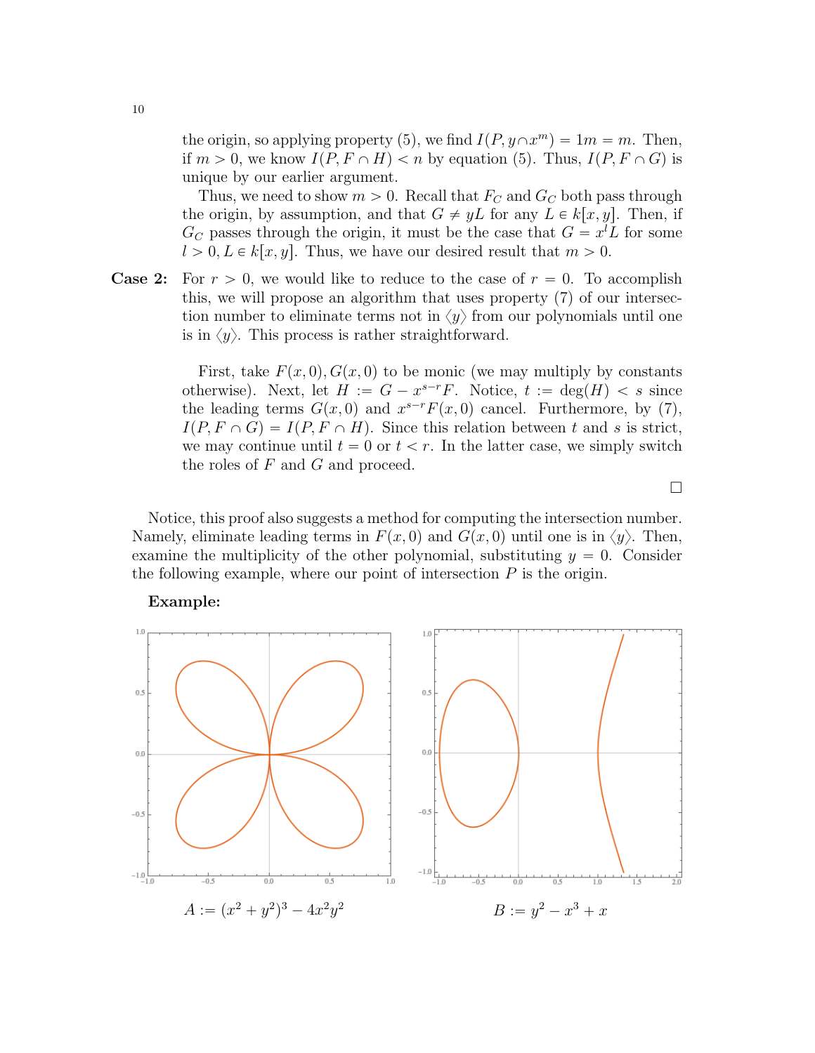the origin, so applying property (5), we find $I(P, y \cap x^m) = 1m = m$. Then, if $m > 0$, we know $I(P, F \cap H) < n$ by equation (5). Thus, $I(P, F \cap G)$ is unique by our earlier argument.

Thus, we need to show $m > 0$. Recall that $F_C$ and $G_C$ both pass through the origin, by assumption, and that $G \neq yL$ for any $L \in k[x, y]$. Then, if $G_C$ passes through the origin, it must be the case that $G = x^l L$ for some $l > 0, L \in k[x, y]$. Thus, we have our desired result that $m > 0$.

**Case 2:** For $r > 0$, we would like to reduce to the case of $r = 0$. To accomplish this, we will propose an algorithm that uses property (7) of our intersection number to eliminate terms not in $\langle y \rangle$ from our polynomials until one is in $\langle y \rangle$. This process is rather straightforward.

First, take $F(x, 0), G(x, 0)$ to be monic (we may multiply by constants otherwise). Next, let $H := G - x^{s-r}F$. Notice, $t := \deg(H) < s$ since the leading terms $G(x, 0)$ and $x^{s-r}F(x, 0)$ cancel. Furthermore, by (7), $I(P, F \cap G) = I(P, F \cap H)$. Since this relation between $t$ and $s$ is strict, we may continue until $t = 0$ or $t < r$. In the latter case, we simply switch the roles of $F$ and $G$ and proceed.

□

Notice, this proof also suggests a method for computing the intersection number. Namely, eliminate leading terms in $F(x, 0)$ and $G(x, 0)$ until one is in $\langle y \rangle$. Then, examine the multiplicity of the other polynomial, substituting $y = 0$. Consider the following example, where our point of intersection $P$ is the origin.

**Example:**

$A := (x^2 + y^2)^3 - 4x^2y^2$

$B := y^2 - x^3 + x$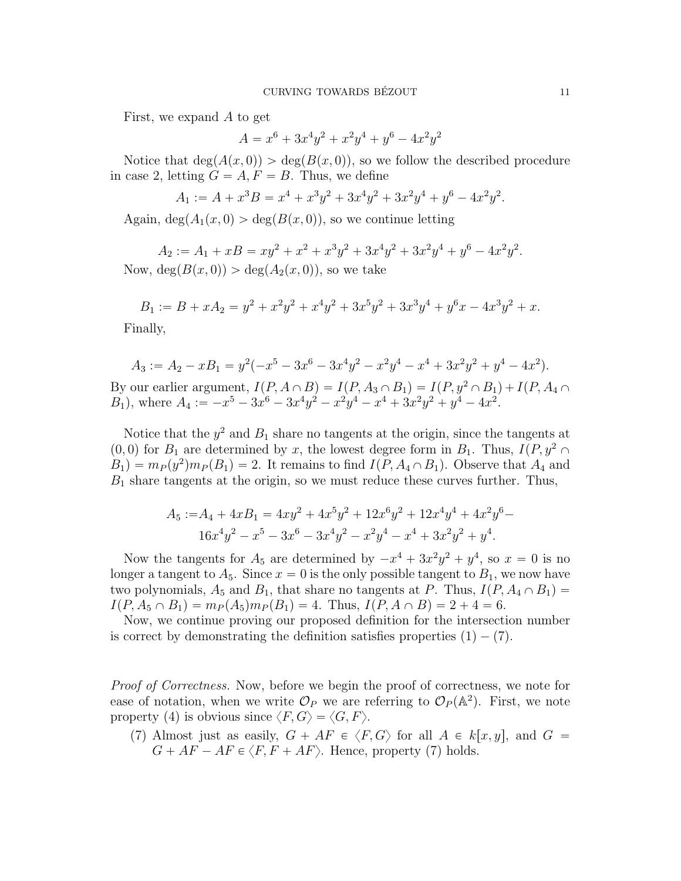First, we expand $A$ to get

$$A = x^6 + 3x^4y^2 + x^2y^4 + y^6 - 4x^2y^2$$

Notice that $\deg(A(x,0)) > \deg(B(x,0))$, so we follow the described procedure in case 2, letting $G = A, F = B$. Thus, we define

$$A_1 := A + x^3B = x^4 + x^3y^2 + 3x^4y^2 + 3x^2y^4 + y^6 - 4x^2y^2.$$

Again, $\deg(A_1(x,0) > \deg(B(x,0))$, so we continue letting

$$A_2 := A_1 + xB = xy^2 + x^2 + x^3y^2 + 3x^4y^2 + 3x^2y^4 + y^6 - 4x^2y^2.$$

Now, $\deg(B(x,0)) > \deg(A_2(x,0))$, so we take

$$B_1 := B + xA_2 = y^2 + x^2y^2 + x^4y^2 + 3x^5y^2 + 3x^3y^4 + y^6x - 4x^3y^2 + x.$$

Finally,

$$A_3 := A_2 - xB_1 = y^2(-x^5 - 3x^6 - 3x^4y^2 - x^2y^4 - x^4 + 3x^2y^2 + y^4 - 4x^2).$$

By our earlier argument, $I(P, A \cap B) = I(P, A_3 \cap B_1) = I(P, y^2 \cap B_1) + I(P, A_4 \cap B_1)$, where $A_4 := -x^5 - 3x^6 - 3x^4y^2 - x^2y^4 - x^4 + 3x^2y^2 + y^4 - 4x^2$.

Notice that the $y^2$ and $B_1$ share no tangents at the origin, since the tangents at $(0,0)$ for $B_1$ are determined by $x$, the lowest degree form in $B_1$. Thus, $I(P, y^2 \cap B_1) = m_P(y^2)m_P(B_1) = 2$. It remains to find $I(P, A_4 \cap B_1)$. Observe that $A_4$ and $B_1$ share tangents at the origin, so we must reduce these curves further. Thus,

$$\begin{aligned}A_5 :=& A_4 + 4xB_1 = 4xy^2 + 4x^5y^2 + 12x^6y^2 + 12x^4y^4 + 4x^2y^6 - \\ & 16x^4y^2 - x^5 - 3x^6 - 3x^4y^2 - x^2y^4 - x^4 + 3x^2y^2 + y^4.\end{aligned}$$

Now the tangents for $A_5$ are determined by $-x^4 + 3x^2y^2 + y^4$, so $x = 0$ is no longer a tangent to $A_5$. Since $x = 0$ is the only possible tangent to $B_1$, we now have two polynomials, $A_5$ and $B_1$, that share no tangents at $P$. Thus, $I(P, A_4 \cap B_1) = I(P, A_5 \cap B_1) = m_P(A_5)m_P(B_1) = 4$. Thus, $I(P, A \cap B) = 2 + 4 = 6$.

Now, we continue proving our proposed definition for the intersection number is correct by demonstrating the definition satisfies properties (1) – (7).

*Proof of Correctness.* Now, before we begin the proof of correctness, we note for ease of notation, when we write $\mathcal{O}_P$ we are referring to $\mathcal{O}_P(\mathbb{A}^2)$. First, we note property (4) is obvious since $\langle F, G \rangle = \langle G, F \rangle$.

(7) Almost just as easily, $G + AF \in \langle F, G \rangle$ for all $A \in k[x,y]$, and $G = G + AF - AF \in \langle F, F + AF \rangle$. Hence, property (7) holds.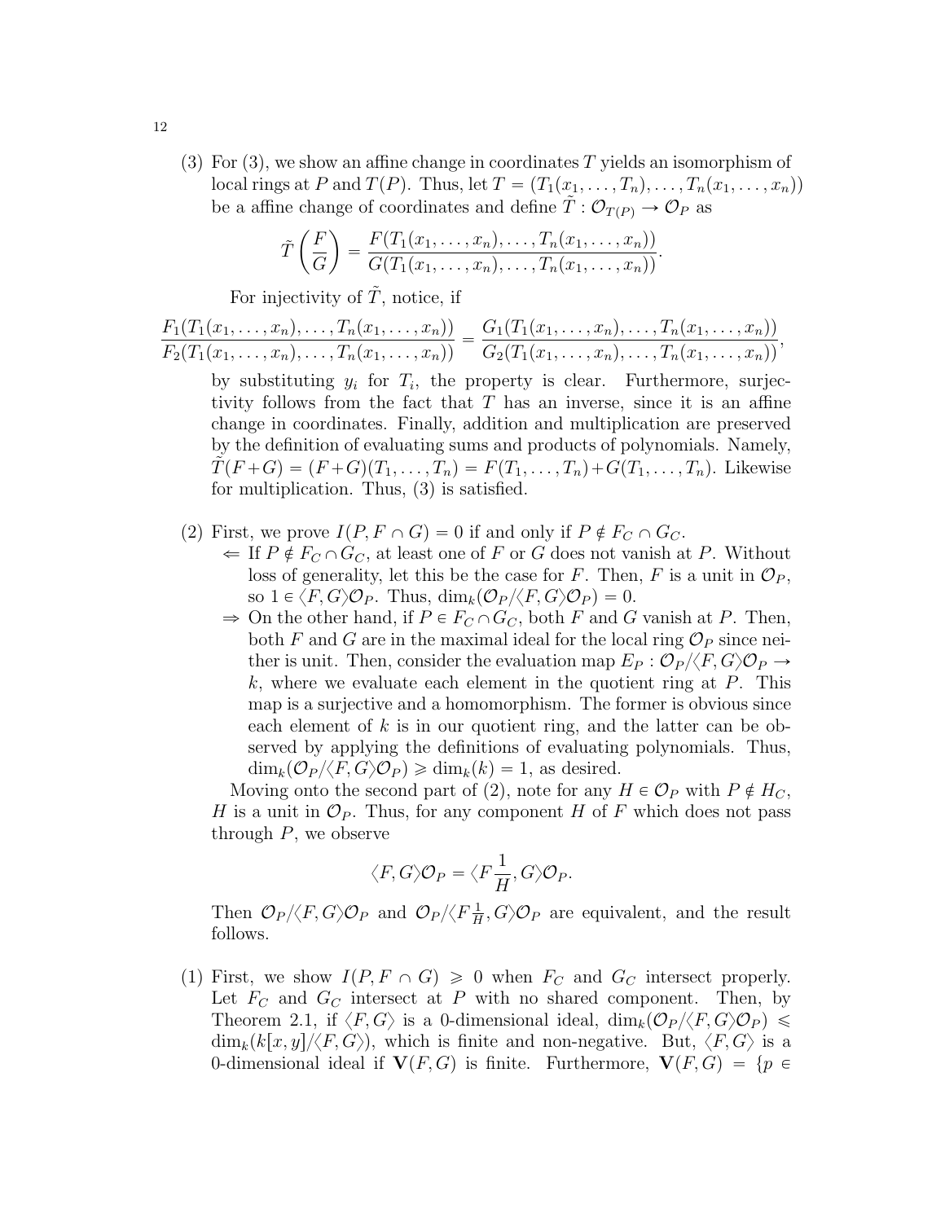(3) For (3), we show an affine change in coordinates $T$ yields an isomorphism of local rings at $P$ and $T(P)$. Thus, let $T = (T_1(x_1, \ldots, T_n), \ldots, T_n(x_1, \ldots, x_n))$ be a affine change of coordinates and define $\tilde{T} : \mathcal{O}_{T(P)} \to \mathcal{O}_P$ as

$$\tilde{T}\left(\frac{F}{G}\right) = \frac{F(T_1(x_1, \ldots, x_n), \ldots, T_n(x_1, \ldots, x_n))}{G(T_1(x_1, \ldots, x_n), \ldots, T_n(x_1, \ldots, x_n))}.$$

For injectivity of $\tilde{T}$, notice, if

$$\frac{F_1(T_1(x_1, \ldots, x_n), \ldots, T_n(x_1, \ldots, x_n))}{F_2(T_1(x_1, \ldots, x_n), \ldots, T_n(x_1, \ldots, x_n))} = \frac{G_1(T_1(x_1, \ldots, x_n), \ldots, T_n(x_1, \ldots, x_n))}{G_2(T_1(x_1, \ldots, x_n), \ldots, T_n(x_1, \ldots, x_n))},$$

by substituting $y_i$ for $T_i$, the property is clear. Furthermore, surjectivity follows from the fact that $T$ has an inverse, since it is an affine change in coordinates. Finally, addition and multiplication are preserved by the definition of evaluating sums and products of polynomials. Namely, $\tilde{T}(F+G) = (F+G)(T_1, \ldots, T_n) = F(T_1, \ldots, T_n) + G(T_1, \ldots, T_n)$. Likewise for multiplication. Thus, (3) is satisfied.

(2) First, we prove $I(P, F \cap G) = 0$ if and only if $P \notin F_C \cap G_C$.

- $\Leftarrow$ If $P \notin F_C \cap G_C$, at least one of $F$ or $G$ does not vanish at $P$. Without loss of generality, let this be the case for $F$. Then, $F$ is a unit in $\mathcal{O}_P$, so $1 \in \langle F, G \rangle \mathcal{O}_P$. Thus, $\dim_k(\mathcal{O}_P / \langle F, G \rangle \mathcal{O}_P) = 0$.
- $\Rightarrow$ On the other hand, if $P \in F_C \cap G_C$, both $F$ and $G$ vanish at $P$. Then, both $F$ and $G$ are in the maximal ideal for the local ring $\mathcal{O}_P$ since neither is unit. Then, consider the evaluation map $E_P : \mathcal{O}_P / \langle F, G \rangle \mathcal{O}_P \to k$, where we evaluate each element in the quotient ring at $P$. This map is a surjective and a homomorphism. The former is obvious since each element of $k$ is in our quotient ring, and the latter can be observed by applying the definitions of evaluating polynomials. Thus, $\dim_k(\mathcal{O}_P / \langle F, G \rangle \mathcal{O}_P) \geqslant \dim_k(k) = 1$, as desired.

Moving onto the second part of (2), note for any $H \in \mathcal{O}_P$ with $P \notin H_C$, $H$ is a unit in $\mathcal{O}_P$. Thus, for any component $H$ of $F$ which does not pass through $P$, we observe

$$\langle F, G \rangle \mathcal{O}_P = \langle F \frac{1}{H}, G \rangle \mathcal{O}_P.$$

Then $\mathcal{O}_P / \langle F, G \rangle \mathcal{O}_P$ and $\mathcal{O}_P / \langle F \frac{1}{H}, G \rangle \mathcal{O}_P$ are equivalent, and the result follows.

(1) First, we show $I(P, F \cap G) \geqslant 0$ when $F_C$ and $G_C$ intersect properly. Let $F_C$ and $G_C$ intersect at $P$ with no shared component. Then, by Theorem 2.1, if $\langle F, G \rangle$ is a 0-dimensional ideal, $\dim_k(\mathcal{O}_P / \langle F, G \rangle \mathcal{O}_P) \leqslant \dim_k(k[x, y] / \langle F, G \rangle)$, which is finite and non-negative. But, $\langle F, G \rangle$ is a 0-dimensional ideal if $\mathbf{V}(F, G)$ is finite. Furthermore, $\mathbf{V}(F, G) = \{p \in$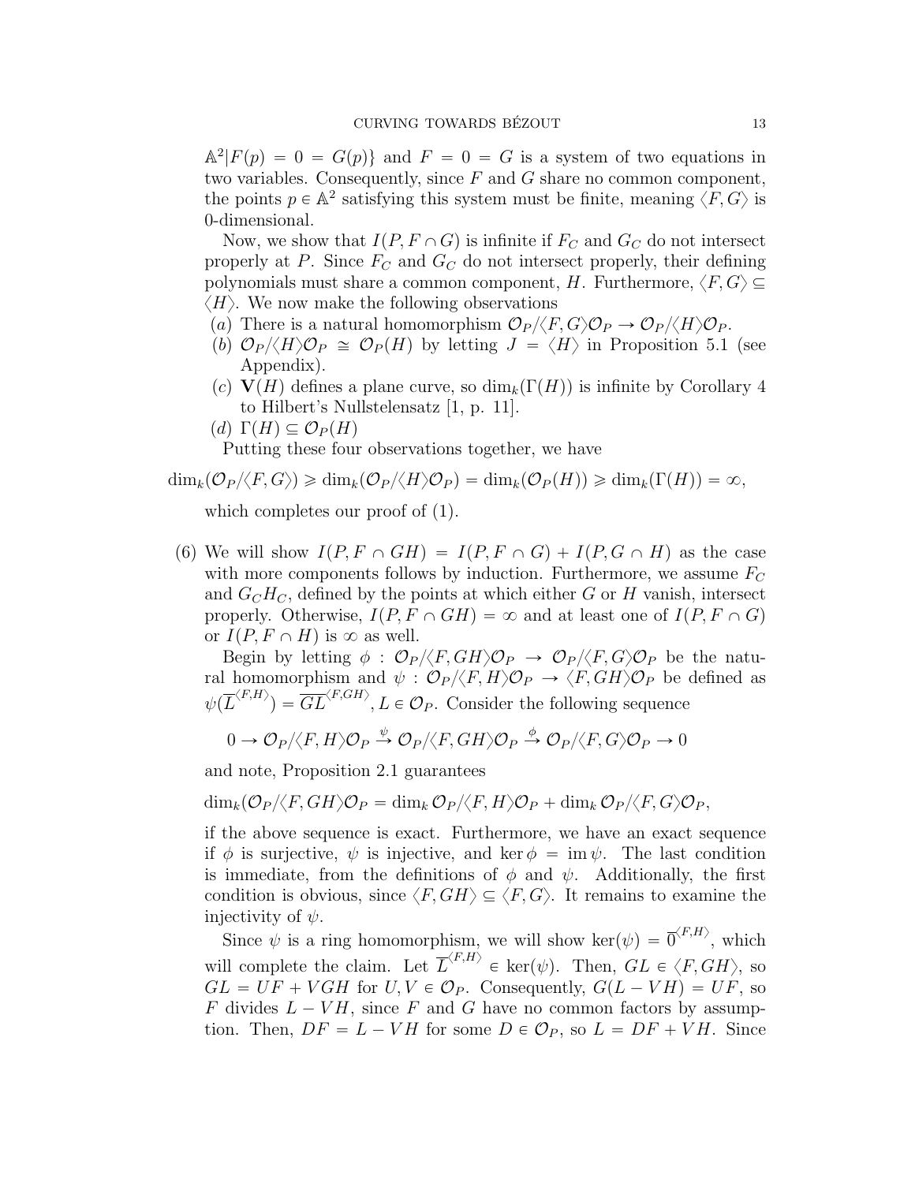$\mathbb{A}^2 | F(p) = 0 = G(p)\}$ and $F = 0 = G$ is a system of two equations in two variables. Consequently, since $F$ and $G$ share no common component, the points $p \in \mathbb{A}^2$ satisfying this system must be finite, meaning $\langle F, G \rangle$ is 0-dimensional.

Now, we show that $I(P, F \cap G)$ is infinite if $F_C$ and $G_C$ do not intersect properly at $P$. Since $F_C$ and $G_C$ do not intersect properly, their defining polynomials must share a common component, $H$. Furthermore, $\langle F, G \rangle \subseteq \langle H \rangle$. We now make the following observations

- $(a)$ There is a natural homomorphism $\mathcal{O}_P / \langle F, G \rangle \mathcal{O}_P \to \mathcal{O}_P / \langle H \rangle \mathcal{O}_P$.
- $(b)$ $\mathcal{O}_P / \langle H \rangle \mathcal{O}_P \cong \mathcal{O}_P(H)$ by letting $J = \langle H \rangle$ in Proposition 5.1 (see Appendix).
- $(c)$ $\mathbf{V}(H)$ defines a plane curve, so $\dim_k(\Gamma(H))$ is infinite by Corollary 4 to Hilbert's Nullstelensatz [1, p. 11].
- $(d)$ $\Gamma(H) \subseteq \mathcal{O}_P(H)$

Putting these four observations together, we have

$$\dim_k(\mathcal{O}_P / \langle F, G \rangle) \geqslant \dim_k(\mathcal{O}_P / \langle H \rangle \mathcal{O}_P) = \dim_k(\mathcal{O}_P(H)) \geqslant \dim_k(\Gamma(H)) = \infty,$$

which completes our proof of (1).

(6) We will show $I(P, F \cap GH) = I(P, F \cap G) + I(P, G \cap H)$ as the case with more components follows by induction. Furthermore, we assume $F_C$ and $G_C H_C$, defined by the points at which either $G$ or $H$ vanish, intersect properly. Otherwise, $I(P, F \cap GH) = \infty$ and at least one of $I(P, F \cap G)$ or $I(P, F \cap H)$ is $\infty$ as well.

Begin by letting $\phi : \mathcal{O}_P / \langle F, GH \rangle \mathcal{O}_P \to \mathcal{O}_P / \langle F, G \rangle \mathcal{O}_P$ be the natural homomorphism and $\psi : \mathcal{O}_P / \langle F, H \rangle \mathcal{O}_P \to \langle F, GH \rangle \mathcal{O}_P$ be defined as $\psi(\overline{L}^{\langle F, H \rangle}) = \overline{GL}^{\langle F, GH \rangle}, L \in \mathcal{O}_P$. Consider the following sequence

$$0 \to \mathcal{O}_P / \langle F, H \rangle \mathcal{O}_P \xrightarrow{\psi} \mathcal{O}_P / \langle F, GH \rangle \mathcal{O}_P \xrightarrow{\phi} \mathcal{O}_P / \langle F, G \rangle \mathcal{O}_P \to 0$$

and note, Proposition 2.1 guarantees

$$\dim_k(\mathcal{O}_P / \langle F, GH \rangle \mathcal{O}_P = \dim_k \mathcal{O}_P / \langle F, H \rangle \mathcal{O}_P + \dim_k \mathcal{O}_P / \langle F, G \rangle \mathcal{O}_P,$$

if the above sequence is exact. Furthermore, we have an exact sequence if $\phi$ is surjective, $\psi$ is injective, and $\ker \phi = \operatorname{im} \psi$. The last condition is immediate, from the definitions of $\phi$ and $\psi$. Additionally, the first condition is obvious, since $\langle F, GH \rangle \subseteq \langle F, G \rangle$. It remains to examine the injectivity of $\psi$.

Since $\psi$ is a ring homomorphism, we will show $\ker(\psi) = \overline{0}^{\langle F, H \rangle}$, which will complete the claim. Let $\overline{L}^{\langle F, H \rangle} \in \ker(\psi)$. Then, $GL \in \langle F, GH \rangle$, so $GL = UF + VGH$ for $U, V \in \mathcal{O}_P$. Consequently, $G(L - VH) = UF$, so $F$ divides $L - VH$, since $F$ and $G$ have no common factors by assumption. Then, $DF = L - VH$ for some $D \in \mathcal{O}_P$, so $L = DF + VH$. Since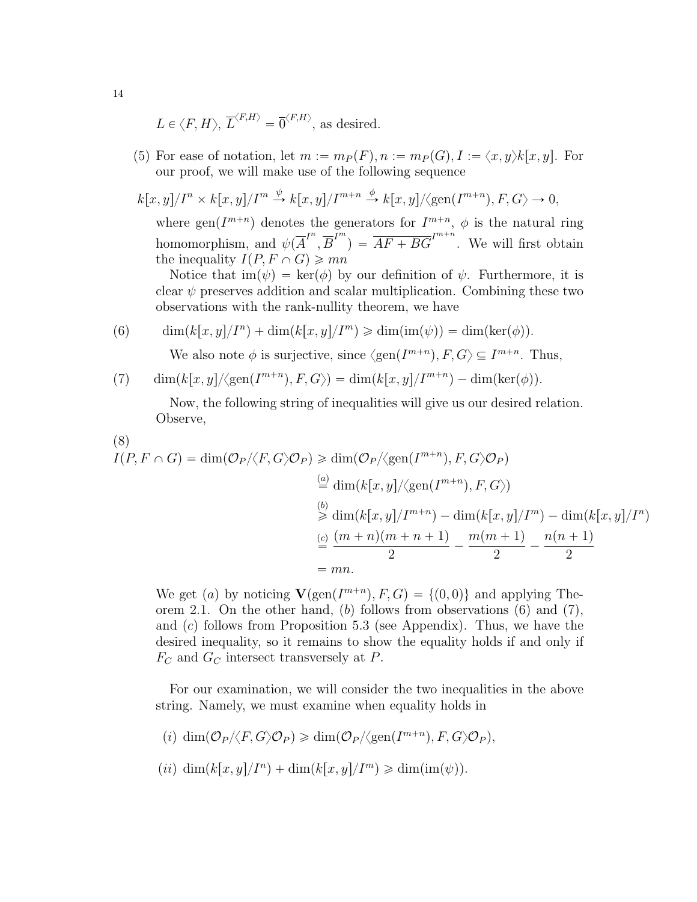$L \in \langle F, H \rangle$, $\overline{L}^{\langle F,H \rangle} = \overline{0}^{\langle F,H \rangle}$, as desired.

(5) For ease of notation, let $m := m_P(F), n := m_P(G), I := \langle x, y \rangle k[x, y]$. For our proof, we will make use of the following sequence

$$k[x,y]/I^n \times k[x,y]/I^m \xrightarrow{\psi} k[x,y]/I^{m+n} \xrightarrow{\phi} k[x,y]/\langle \text{gen}(I^{m+n}), F, G \rangle \to 0,$$

where $\text{gen}(I^{m+n})$ denotes the generators for $I^{m+n}$, $\phi$ is the natural ring homomorphism, and $\psi(\overline{A}^{I^n}, \overline{B}^{I^m}) = \overline{AF + BG}^{I^{m+n}}$. We will first obtain the inequality $I(P, F \cap G) \geqslant mn$

Notice that $\text{im}(\psi) = \ker(\phi)$ by our definition of $\psi$. Furthermore, it is clear $\psi$ preserves addition and scalar multiplication. Combining these two observations with the rank-nullity theorem, we have

$$\dim(k[x,y]/I^n) + \dim(k[x,y]/I^m) \geqslant \dim(\text{im}(\psi)) = \dim(\ker(\phi)). \tag{6}$$

We also note $\phi$ is surjective, since $\langle \text{gen}(I^{m+n}), F, G \rangle \subseteq I^{m+n}$. Thus,

$$\dim(k[x,y]/\langle \text{gen}(I^{m+n}), F, G \rangle) = \dim(k[x,y]/I^{m+n}) - \dim(\ker(\phi)). \tag{7}$$

Now, the following string of inequalities will give us our desired relation. Observe,

(8)
$$\begin{aligned}
I(P, F \cap G) = \dim(\mathcal{O}_P/\langle F, G \rangle \mathcal{O}_P) &\geqslant \dim(\mathcal{O}_P/\langle \text{gen}(I^{m+n}), F, G \rangle \mathcal{O}_P) \\
&\overset{(a)}{=} \dim(k[x,y]/\langle \text{gen}(I^{m+n}), F, G \rangle) \\
&\overset{(b)}{\geqslant} \dim(k[x,y]/I^{m+n}) - \dim(k[x,y]/I^m) - \dim(k[x,y]/I^n) \\
&\overset{(c)}{=} \frac{(m+n)(m+n+1)}{2} - \frac{m(m+1)}{2} - \frac{n(n+1)}{2} \\
&= mn.
\end{aligned}$$

We get $(a)$ by noticing $\mathbf{V}(\text{gen}(I^{m+n}), F, G) = \{(0,0)\}$ and applying Theorem 2.1. On the other hand, $(b)$ follows from observations (6) and (7), and $(c)$ follows from Proposition 5.3 (see Appendix). Thus, we have the desired inequality, so it remains to show the equality holds if and only if $F_C$ and $G_C$ intersect transversely at $P$.

For our examination, we will consider the two inequalities in the above string. Namely, we must examine when equality holds in

$(i)$ $\dim(\mathcal{O}_P/\langle F, G \rangle \mathcal{O}_P) \geqslant \dim(\mathcal{O}_P/\langle \text{gen}(I^{m+n}), F, G \rangle \mathcal{O}_P)$,

$(ii)$ $\dim(k[x,y]/I^n) + \dim(k[x,y]/I^m) \geqslant \dim(\text{im}(\psi))$.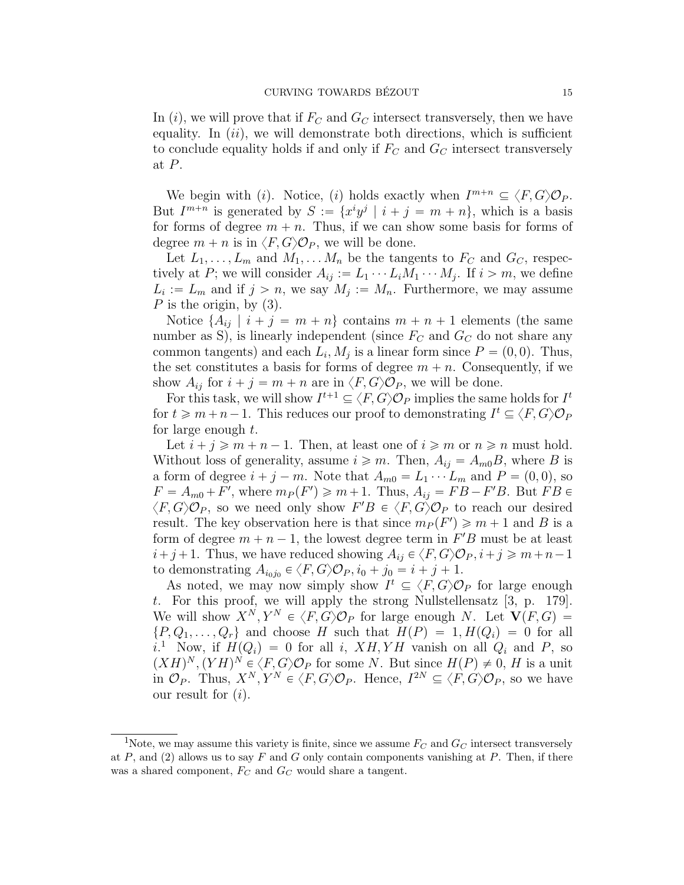In $(i)$, we will prove that if $F_C$ and $G_C$ intersect transversely, then we have equality. In $(ii)$, we will demonstrate both directions, which is sufficient to conclude equality holds if and only if $F_C$ and $G_C$ intersect transversely at $P$.

We begin with $(i)$. Notice, $(i)$ holds exactly when $I^{m+n} \subseteq \langle F, G\rangle \mathcal{O}_P$. But $I^{m+n}$ is generated by $S := \{x^i y^j \mid i + j = m + n\}$, which is a basis for forms of degree $m + n$. Thus, if we can show some basis for forms of degree $m + n$ is in $\langle F, G\rangle \mathcal{O}_P$, we will be done.

Let $L_1, \ldots, L_m$ and $M_1, \ldots M_n$ be the tangents to $F_C$ and $G_C$, respectively at $P$; we will consider $A_{ij} := L_1 \cdots L_i M_1 \cdots M_j$. If $i > m$, we define $L_i := L_m$ and if $j > n$, we say $M_j := M_n$. Furthermore, we may assume $P$ is the origin, by (3).

Notice $\{A_{ij} \mid i + j = m + n\}$ contains $m + n + 1$ elements (the same number as S), is linearly independent (since $F_C$ and $G_C$ do not share any common tangents) and each $L_i, M_j$ is a linear form since $P = (0, 0)$. Thus, the set constitutes a basis for forms of degree $m + n$. Consequently, if we show $A_{ij}$ for $i + j = m + n$ are in $\langle F, G\rangle \mathcal{O}_P$, we will be done.

For this task, we will show $I^{t+1} \subseteq \langle F, G\rangle \mathcal{O}_P$ implies the same holds for $I^t$ for $t \geqslant m+n-1$. This reduces our proof to demonstrating $I^t \subseteq \langle F, G\rangle \mathcal{O}_P$ for large enough $t$.

Let $i + j \geqslant m + n - 1$. Then, at least one of $i \geqslant m$ or $n \geqslant n$ must hold. Without loss of generality, assume $i \geqslant m$. Then, $A_{ij} = A_{m0}B$, where $B$ is a form of degree $i + j - m$. Note that $A_{m0} = L_1 \cdots L_m$ and $P = (0, 0)$, so $F = A_{m0} + F'$, where $m_P(F') \geqslant m+1$. Thus, $A_{ij} = FB - F'B$. But $FB \in \langle F, G\rangle \mathcal{O}_P$, so we need only show $F'B \in \langle F, G\rangle \mathcal{O}_P$ to reach our desired result. The key observation here is that since $m_P(F') \geqslant m + 1$ and $B$ is a form of degree $m + n - 1$, the lowest degree term in $F'B$ must be at least $i + j + 1$. Thus, we have reduced showing $A_{ij} \in \langle F, G\rangle \mathcal{O}_P, i + j \geqslant m + n - 1$ to demonstrating $A_{i_0 j_0} \in \langle F, G\rangle \mathcal{O}_P, i_0 + j_0 = i + j + 1$.

As noted, we may now simply show $I^t \subseteq \langle F, G\rangle \mathcal{O}_P$ for large enough $t$. For this proof, we will apply the strong Nullstellensatz [3, p. 179]. We will show $X^N, Y^N \in \langle F, G\rangle \mathcal{O}_P$ for large enough $N$. Let $\mathbf{V}(F, G) = \{P, Q_1, \ldots, Q_r\}$ and choose $H$ such that $H(P) = 1, H(Q_i) = 0$ for all $i$.[1] Now, if $H(Q_i) = 0$ for all $i$, $XH, YH$ vanish on all $Q_i$ and $P$, so $(XH)^N, (YH)^N \in \langle F, G\rangle \mathcal{O}_P$ for some $N$. But since $H(P) \neq 0$, $H$ is a unit in $\mathcal{O}_P$. Thus, $X^N, Y^N \in \langle F, G\rangle \mathcal{O}_P$. Hence, $I^{2N} \subseteq \langle F, G\rangle \mathcal{O}_P$, so we have our result for $(i)$.

[1] Note, we may assume this variety is finite, since we assume $F_C$ and $G_C$ intersect transversely at $P$, and (2) allows us to say $F$ and $G$ only contain components vanishing at $P$. Then, if there was a shared component, $F_C$ and $G_C$ would share a tangent.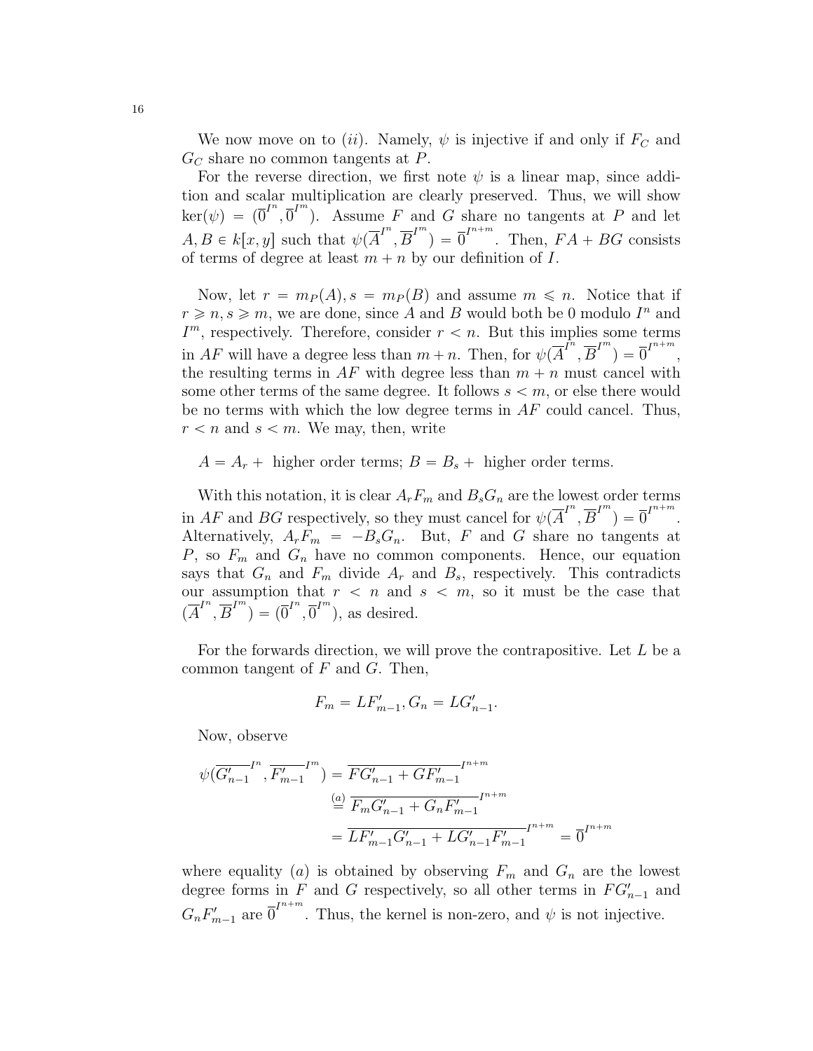We now move on to $(ii)$. Namely, $\psi$ is injective if and only if $F_C$ and $G_C$ share no common tangents at $P$.

For the reverse direction, we first note $\psi$ is a linear map, since addition and scalar multiplication are clearly preserved. Thus, we will show $\ker(\psi) = (\overline{0}^{I^n}, \overline{0}^{I^m})$. Assume $F$ and $G$ share no tangents at $P$ and let $A, B \in k[x,y]$ such that $\psi(\overline{A}^{I^n}, \overline{B}^{I^m}) = \overline{0}^{I^{n+m}}$. Then, $FA + BG$ consists of terms of degree at least $m+n$ by our definition of $I$.

Now, let $r = m_P(A), s = m_P(B)$ and assume $m \leqslant n$. Notice that if $r \geqslant n, s \geqslant m$, we are done, since $A$ and $B$ would both be 0 modulo $I^n$ and $I^m$, respectively. Therefore, consider $r < n$. But this implies some terms in $AF$ will have a degree less than $m+n$. Then, for $\psi(\overline{A}^{I^n}, \overline{B}^{I^m}) = \overline{0}^{I^{n+m}}$, the resulting terms in $AF$ with degree less than $m+n$ must cancel with some other terms of the same degree. It follows $s < m$, or else there would be no terms with which the low degree terms in $AF$ could cancel. Thus, $r < n$ and $s < m$. We may, then, write

$A = A_r +$ higher order terms; $B = B_s +$ higher order terms.

With this notation, it is clear $A_r F_m$ and $B_s G_n$ are the lowest order terms in $AF$ and $BG$ respectively, so they must cancel for $\psi(\overline{A}^{I^n}, \overline{B}^{I^m}) = \overline{0}^{I^{n+m}}$. Alternatively, $A_r F_m = -B_s G_n$. But, $F$ and $G$ share no tangents at $P$, so $F_m$ and $G_n$ have no common components. Hence, our equation says that $G_n$ and $F_m$ divide $A_r$ and $B_s$, respectively. This contradicts our assumption that $r < n$ and $s < m$, so it must be the case that $(\overline{A}^{I^n}, \overline{B}^{I^m}) = (\overline{0}^{I^n}, \overline{0}^{I^m})$, as desired.

For the forwards direction, we will prove the contrapositive. Let $L$ be a common tangent of $F$ and $G$. Then,

$$F_m = LF'_{m-1}, G_n = LG'_{n-1}.$$

Now, observe

$$\begin{aligned}
\psi(\overline{G'_{n-1}}^{I^n}, \overline{F'_{m-1}}^{I^m}) &= \overline{FG'_{n-1} + GF'_{m-1}}^{I^{n+m}} \\
&\overset{(a)}{=} \overline{F_m G'_{n-1} + G_n F'_{m-1}}^{I^{n+m}} \\
&= \overline{LF'_{m-1}G'_{n-1} + LG'_{n-1}F'_{m-1}}^{I^{n+m}} = \overline{0}^{I^{n+m}}
\end{aligned}$$

where equality $(a)$ is obtained by observing $F_m$ and $G_n$ are the lowest degree forms in $F$ and $G$ respectively, so all other terms in $FG'_{n-1}$ and $G_n F'_{m-1}$ are $\overline{0}^{I^{n+m}}$. Thus, the kernel is non-zero, and $\psi$ is not injective.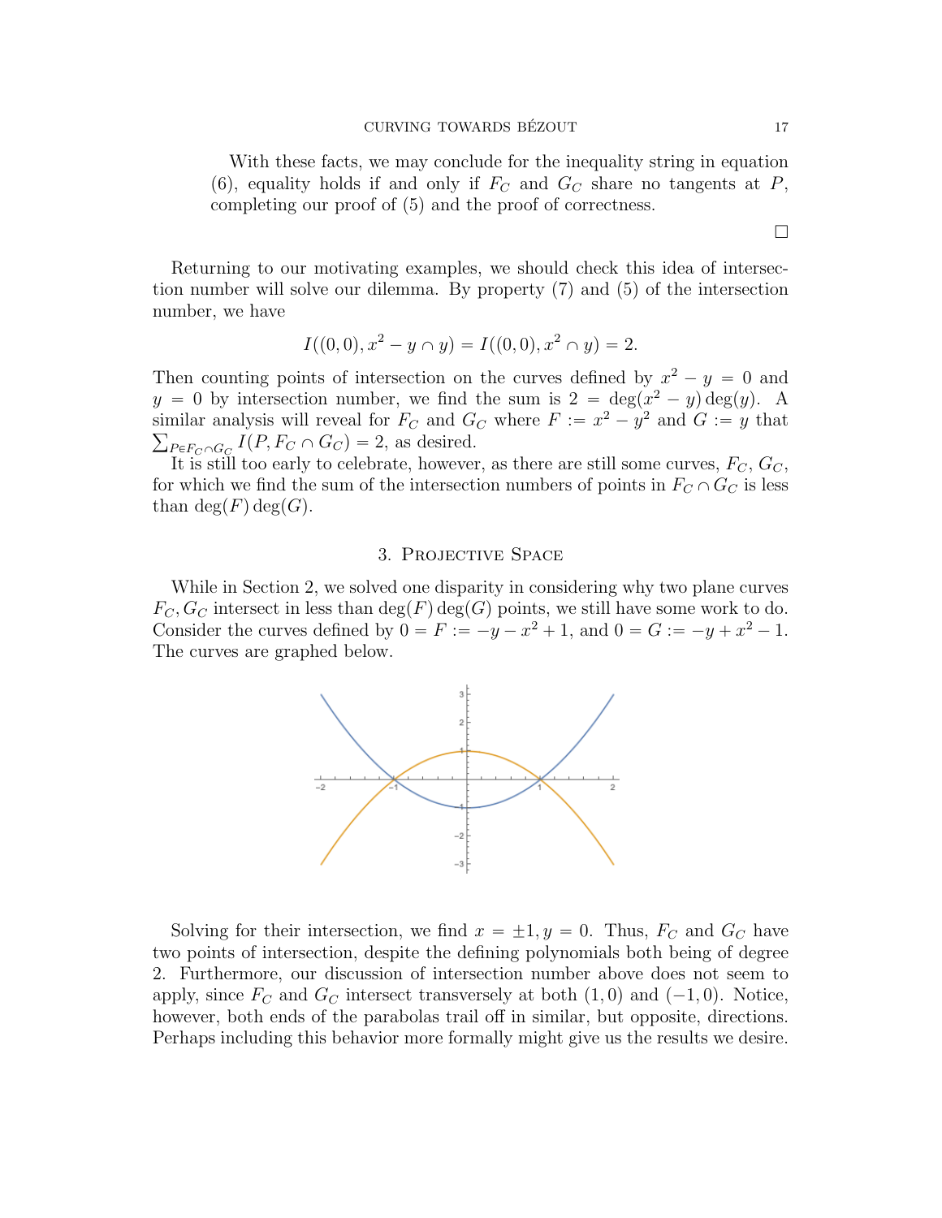With these facts, we may conclude for the inequality string in equation (6), equality holds if and only if $F_C$ and $G_C$ share no tangents at $P$, completing our proof of (5) and the proof of correctness.

□

Returning to our motivating examples, we should check this idea of intersection number will solve our dilemma. By property (7) and (5) of the intersection number, we have

$$I((0,0), x^2 - y \cap y) = I((0,0), x^2 \cap y) = 2.$$

Then counting points of intersection on the curves defined by $x^2 - y = 0$ and $y = 0$ by intersection number, we find the sum is $2 = \deg(x^2 - y)\deg(y)$. A similar analysis will reveal for $F_C$ and $G_C$ where $F := x^2 - y^2$ and $G := y$ that $\sum_{P \in F_C \cap G_C} I(P, F_C \cap G_C) = 2$, as desired.

It is still too early to celebrate, however, as there are still some curves, $F_C$, $G_C$, for which we find the sum of the intersection numbers of points in $F_C \cap G_C$ is less than $\deg(F)\deg(G)$.

## 3. Projective Space

While in Section 2, we solved one disparity in considering why two plane curves $F_C, G_C$ intersect in less than $\deg(F)\deg(G)$ points, we still have some work to do. Consider the curves defined by $0 = F := -y - x^2 + 1$, and $0 = G := -y + x^2 - 1$. The curves are graphed below.

Solving for their intersection, we find $x = \pm 1, y = 0$. Thus, $F_C$ and $G_C$ have two points of intersection, despite the defining polynomials both being of degree 2. Furthermore, our discussion of intersection number above does not seem to apply, since $F_C$ and $G_C$ intersect transversely at both $(1,0)$ and $(-1,0)$. Notice, however, both ends of the parabolas trail off in similar, but opposite, directions. Perhaps including this behavior more formally might give us the results we desire.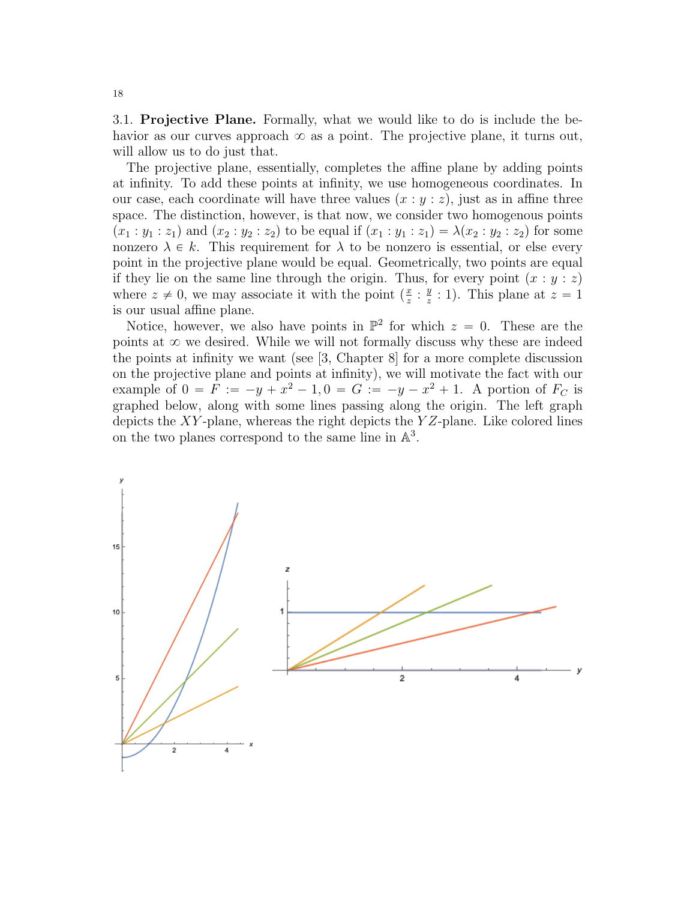3.1. **Projective Plane.** Formally, what we would like to do is include the behavior as our curves approach $\infty$ as a point. The projective plane, it turns out, will allow us to do just that.

The projective plane, essentially, completes the affine plane by adding points at infinity. To add these points at infinity, we use homogeneous coordinates. In our case, each coordinate will have three values $(x : y : z)$, just as in affine three space. The distinction, however, is that now, we consider two homogenous points $(x_1 : y_1 : z_1)$ and $(x_2 : y_2 : z_2)$ to be equal if $(x_1 : y_1 : z_1) = \lambda(x_2 : y_2 : z_2)$ for some nonzero $\lambda \in k$. This requirement for $\lambda$ to be nonzero is essential, or else every point in the projective plane would be equal. Geometrically, two points are equal if they lie on the same line through the origin. Thus, for every point $(x : y : z)$ where $z \neq 0$, we may associate it with the point $(\frac{x}{z} : \frac{y}{z} : 1)$. This plane at $z = 1$ is our usual affine plane.

Notice, however, we also have points in $\mathbb{P}^2$ for which $z = 0$. These are the points at $\infty$ we desired. While we will not formally discuss why these are indeed the points at infinity we want (see [3, Chapter 8] for a more complete discussion on the projective plane and points at infinity), we will motivate the fact with our example of $0 = F := -y + x^2 - 1, 0 = G := -y - x^2 + 1$. A portion of $F_C$ is graphed below, along with some lines passing along the origin. The left graph depicts the $XY$-plane, whereas the right depicts the $YZ$-plane. Like colored lines on the two planes correspond to the same line in $\mathbb{A}^3$.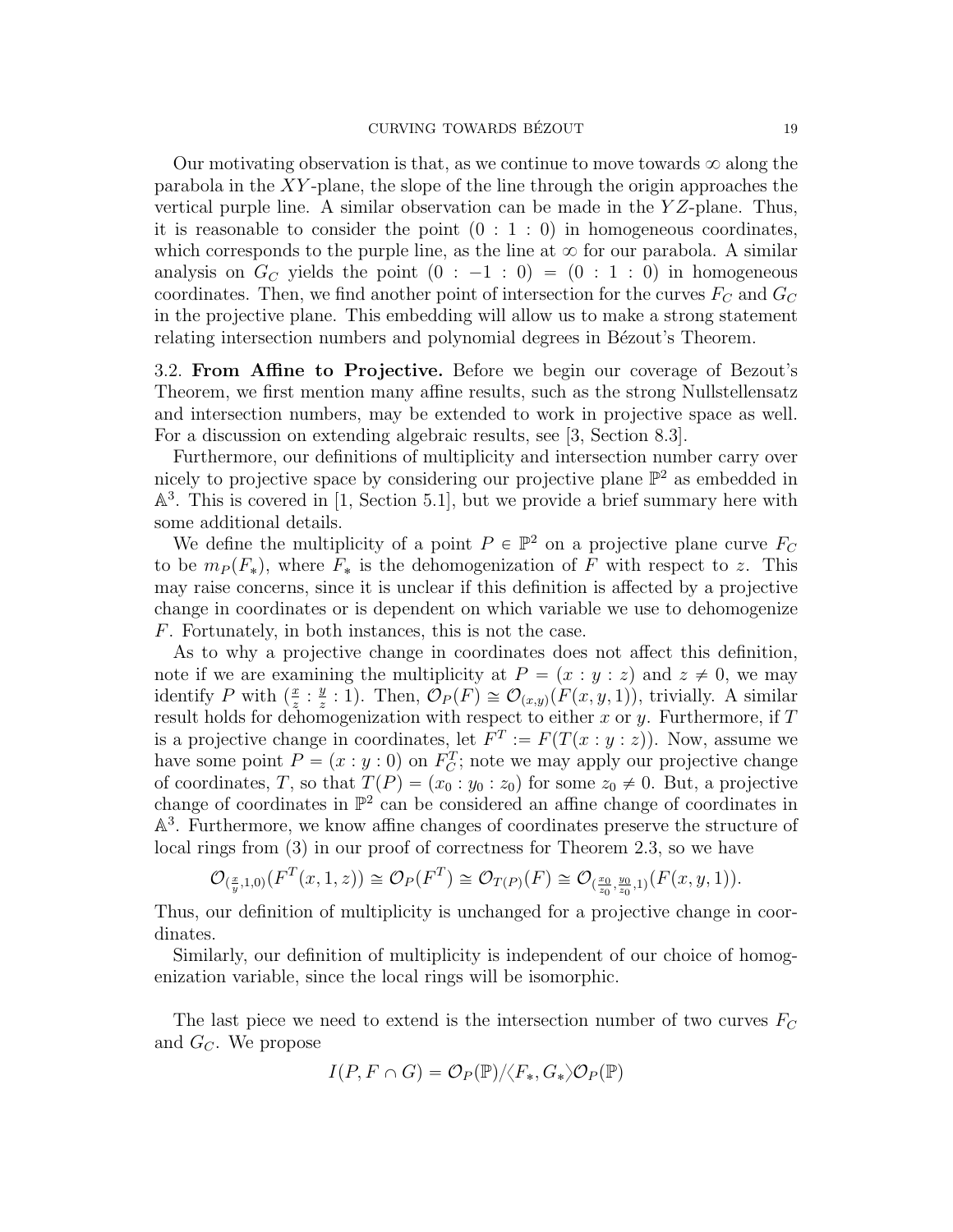Our motivating observation is that, as we continue to move towards $\infty$ along the parabola in the $XY$-plane, the slope of the line through the origin approaches the vertical purple line. A similar observation can be made in the $YZ$-plane. Thus, it is reasonable to consider the point $(0 : 1 : 0)$ in homogeneous coordinates, which corresponds to the purple line, as the line at $\infty$ for our parabola. A similar analysis on $G_C$ yields the point $(0 : -1 : 0) = (0 : 1 : 0)$ in homogeneous coordinates. Then, we find another point of intersection for the curves $F_C$ and $G_C$ in the projective plane. This embedding will allow us to make a strong statement relating intersection numbers and polynomial degrees in Bézout's Theorem.

3.2. **From Affine to Projective.** Before we begin our coverage of Bezout's Theorem, we first mention many affine results, such as the strong Nullstellensatz and intersection numbers, may be extended to work in projective space as well. For a discussion on extending algebraic results, see [3, Section 8.3].

Furthermore, our definitions of multiplicity and intersection number carry over nicely to projective space by considering our projective plane $\mathbb{P}^2$ as embedded in $\mathbb{A}^3$. This is covered in [1, Section 5.1], but we provide a brief summary here with some additional details.

We define the multiplicity of a point $P \in \mathbb{P}^2$ on a projective plane curve $F_C$ to be $m_P(F_*)$, where $F_*$ is the dehomogenization of $F$ with respect to $z$. This may raise concerns, since it is unclear if this definition is affected by a projective change in coordinates or is dependent on which variable we use to dehomogenize $F$. Fortunately, in both instances, this is not the case.

As to why a projective change in coordinates does not affect this definition, note if we are examining the multiplicity at $P = (x : y : z)$ and $z \neq 0$, we may identify $P$ with $(\frac{x}{z} : \frac{y}{z} : 1)$. Then, $\mathcal{O}_P(F) \cong \mathcal{O}_{(x,y)}(F(x, y, 1))$, trivially. A similar result holds for dehomogenization with respect to either $x$ or $y$. Furthermore, if $T$ is a projective change in coordinates, let $F^T := F(T(x : y : z))$. Now, assume we have some point $P = (x : y : 0)$ on $F_C^T$; note we may apply our projective change of coordinates, $T$, so that $T(P) = (x_0 : y_0 : z_0)$ for some $z_0 \neq 0$. But, a projective change of coordinates in $\mathbb{P}^2$ can be considered an affine change of coordinates in $\mathbb{A}^3$. Furthermore, we know affine changes of coordinates preserve the structure of local rings from (3) in our proof of correctness for Theorem 2.3, so we have

$$\mathcal{O}_{(\frac{x}{y},1,0)}(F^T(x, 1, z)) \cong \mathcal{O}_P(F^T) \cong \mathcal{O}_{T(P)}(F) \cong \mathcal{O}_{(\frac{x_0}{z_0},\frac{y_0}{z_0},1)}(F(x, y, 1)).$$

Thus, our definition of multiplicity is unchanged for a projective change in coordinates.

Similarly, our definition of multiplicity is independent of our choice of homogenization variable, since the local rings will be isomorphic.

The last piece we need to extend is the intersection number of two curves $F_C$ and $G_C$. We propose

$$I(P, F \cap G) = \mathcal{O}_P(\mathbb{P})/\langle F_*, G_* \rangle \mathcal{O}_P(\mathbb{P})$$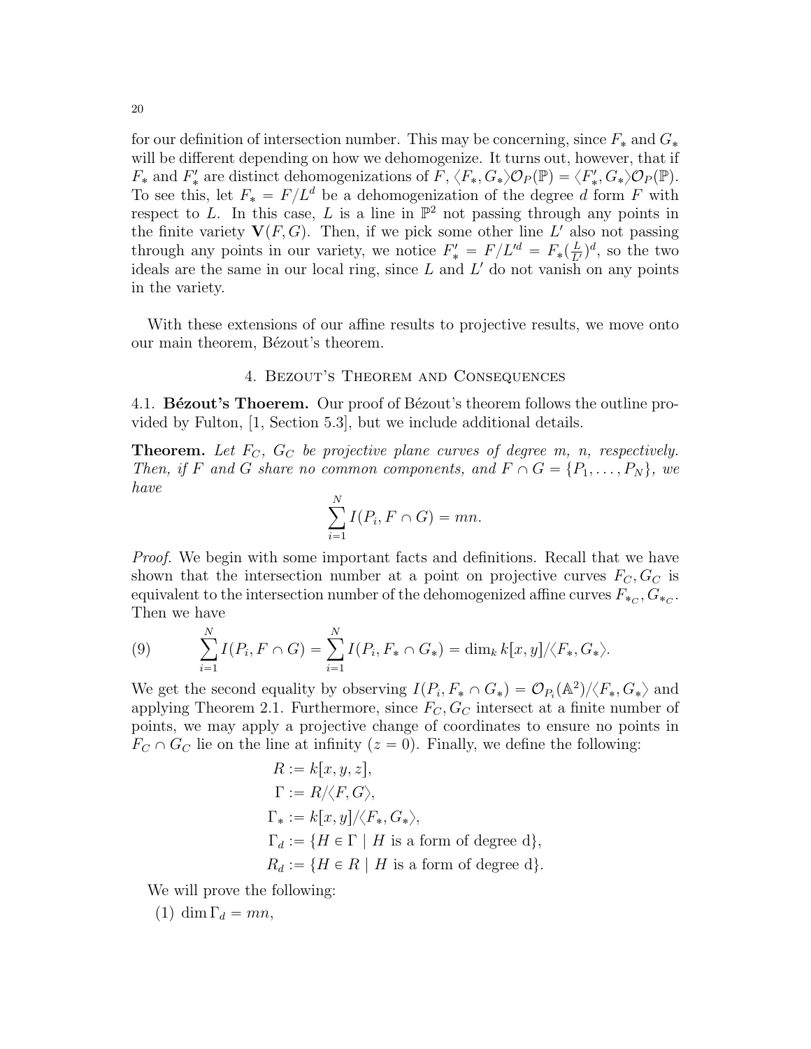for our definition of intersection number. This may be concerning, since $F_*$ and $G_*$ will be different depending on how we dehomogenize. It turns out, however, that if $F_*$ and $F'_*$ are distinct dehomogenizations of $F$, $\langle F_*, G_*\rangle \mathcal{O}_P(\mathbb{P}) = \langle F'_*, G_*\rangle \mathcal{O}_P(\mathbb{P})$. To see this, let $F_* = F/L^d$ be a dehomogenization of the degree $d$ form $F$ with respect to $L$. In this case, $L$ is a line in $\mathbb{P}^2$ not passing through any points in the finite variety $\mathbf{V}(F, G)$. Then, if we pick some other line $L'$ also not passing through any points in our variety, we notice $F'_* = F/L'^d = F_*(\frac{L}{L'})^d$, so the two ideals are the same in our local ring, since $L$ and $L'$ do not vanish on any points in the variety.

With these extensions of our affine results to projective results, we move onto our main theorem, Bézout's theorem.

## 4. Bezout's Theorem and Consequences

### 4.1. Bézout's Thoerem.

Our proof of Bézout's theorem follows the outline provided by Fulton, [1, Section 5.3], but we include additional details.

**Theorem.** *Let $F_C$, $G_C$ be projective plane curves of degree $m$, $n$, respectively. Then, if $F$ and $G$ share no common components, and $F \cap G = \{P_1, \ldots, P_N\}$, we have*

$$\sum_{i=1}^{N} I(P_i, F \cap G) = mn.$$

*Proof.* We begin with some important facts and definitions. Recall that we have shown that the intersection number at a point on projective curves $F_C, G_C$ is equivalent to the intersection number of the dehomogenized affine curves $F_{*_C}, G_{*_C}$. Then we have

$$\sum_{i=1}^{N} I(P_i, F \cap G) = \sum_{i=1}^{N} I(P_i, F_* \cap G_*) = \dim_k k[x,y]/\langle F_*, G_*\rangle. \tag{9}$$

We get the second equality by observing $I(P_i, F_* \cap G_*) = \mathcal{O}_{P_i}(\mathbb{A}^2)/\langle F_*, G_*\rangle$ and applying Theorem 2.1. Furthermore, since $F_C, G_C$ intersect at a finite number of points, we may apply a projective change of coordinates to ensure no points in $F_C \cap G_C$ lie on the line at infinity ($z = 0$). Finally, we define the following:

$$\begin{aligned}
R &:= k[x, y, z], \\
\Gamma &:= R/\langle F, G\rangle, \\
\Gamma_* &:= k[x, y]/\langle F_*, G_*\rangle, \\
\Gamma_d &:= \{H \in \Gamma \mid H \text{ is a form of degree d}\}, \\
R_d &:= \{H \in R \mid H \text{ is a form of degree d}\}.
\end{aligned}$$

We will prove the following:

(1) $\dim \Gamma_d = mn$,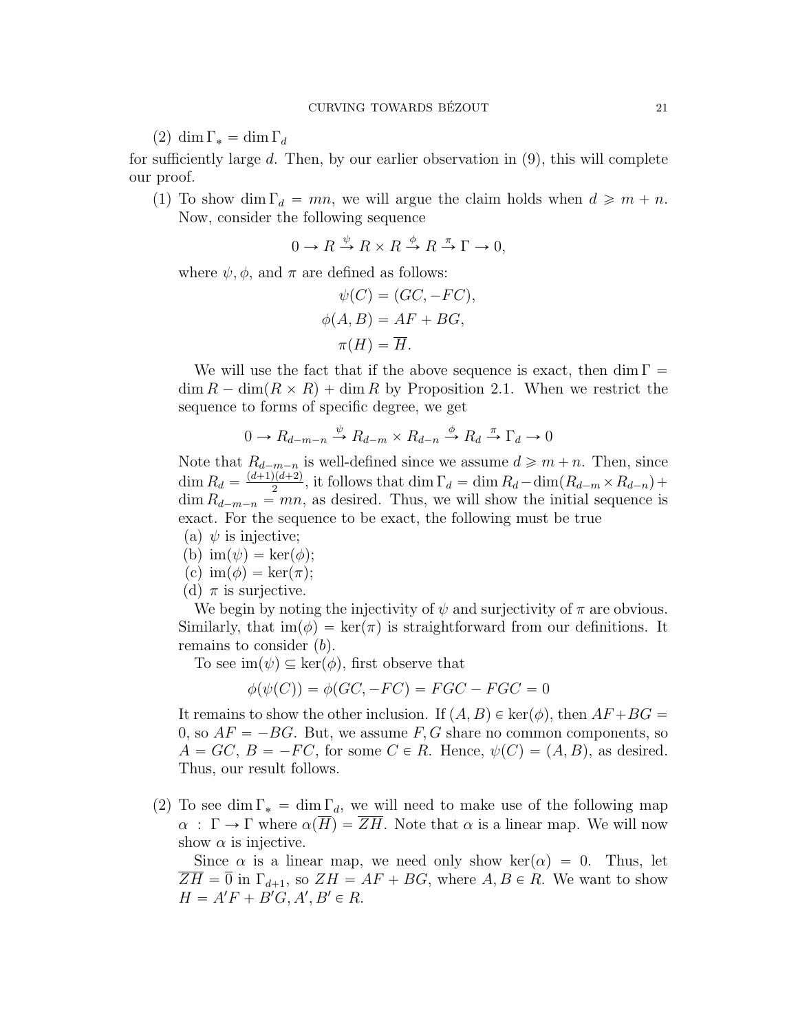(2) $\dim \Gamma_* = \dim \Gamma_d$

for sufficiently large $d$. Then, by our earlier observation in (9), this will complete our proof.

(1) To show $\dim \Gamma_d = mn$, we will argue the claim holds when $d \geqslant m+n$. Now, consider the following sequence

$$0 \to R \xrightarrow{\psi} R \times R \xrightarrow{\phi} R \xrightarrow{\pi} \Gamma \to 0,$$

where $\psi, \phi$, and $\pi$ are defined as follows:

$$\psi(C) = (GC, -FC),$$
$$\phi(A, B) = AF + BG,$$
$$\pi(H) = \overline{H}.$$

We will use the fact that if the above sequence is exact, then $\dim \Gamma = \dim R - \dim(R \times R) + \dim R$ by Proposition 2.1. When we restrict the sequence to forms of specific degree, we get

$$0 \to R_{d-m-n} \xrightarrow{\psi} R_{d-m} \times R_{d-n} \xrightarrow{\phi} R_d \xrightarrow{\pi} \Gamma_d \to 0$$

Note that $R_{d-m-n}$ is well-defined since we assume $d \geqslant m+n$. Then, since $\dim R_d = \frac{(d+1)(d+2)}{2}$, it follows that $\dim \Gamma_d = \dim R_d - \dim(R_{d-m} \times R_{d-n}) + \dim R_{d-m-n} = mn$, as desired. Thus, we will show the initial sequence is exact. For the sequence to be exact, the following must be true

(a) $\psi$ is injective;
(b) $\mathrm{im}(\psi) = \ker(\phi)$;
(c) $\mathrm{im}(\phi) = \ker(\pi)$;
(d) $\pi$ is surjective.

We begin by noting the injectivity of $\psi$ and surjectivity of $\pi$ are obvious. Similarly, that $\mathrm{im}(\phi) = \ker(\pi)$ is straightforward from our definitions. It remains to consider $(b)$.

To see $\mathrm{im}(\psi) \subseteq \ker(\phi)$, first observe that

$$\phi(\psi(C)) = \phi(GC, -FC) = FGC - FGC = 0$$

It remains to show the other inclusion. If $(A, B) \in \ker(\phi)$, then $AF + BG = 0$, so $AF = -BG$. But, we assume $F, G$ share no common components, so $A = GC$, $B = -FC$, for some $C \in R$. Hence, $\psi(C) = (A, B)$, as desired. Thus, our result follows.

(2) To see $\dim \Gamma_* = \dim \Gamma_d$, we will need to make use of the following map $\alpha : \Gamma \to \Gamma$ where $\alpha(\overline{H}) = \overline{ZH}$. Note that $\alpha$ is a linear map. We will now show $\alpha$ is injective.

Since $\alpha$ is a linear map, we need only show $\ker(\alpha) = 0$. Thus, let $\overline{ZH} = \overline{0}$ in $\Gamma_{d+1}$, so $ZH = AF + BG$, where $A, B \in R$. We want to show $H = A'F + B'G, A', B' \in R$.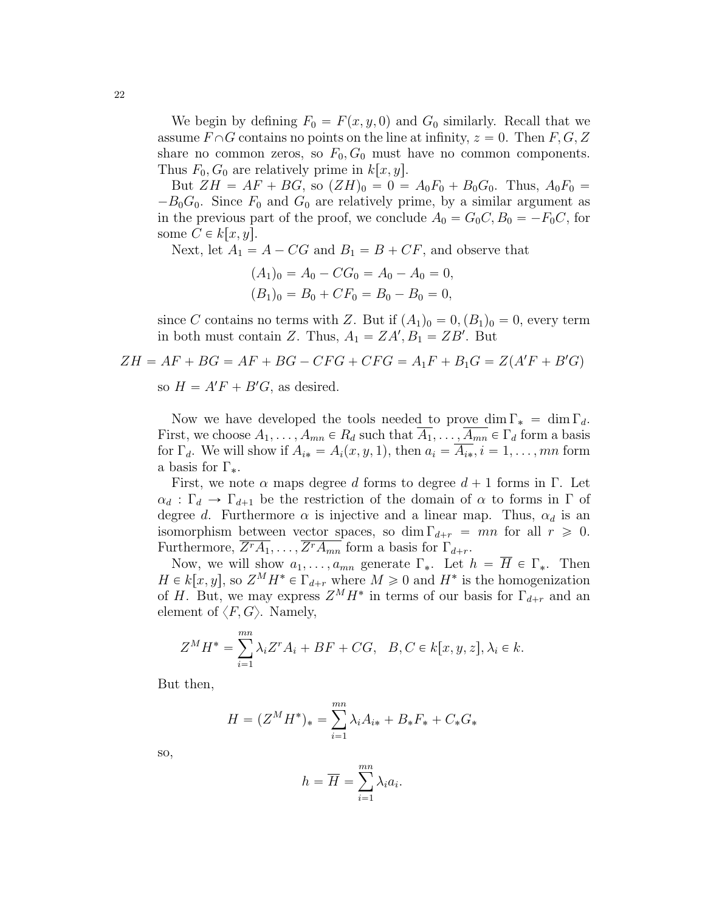We begin by defining $F_0 = F(x, y, 0)$ and $G_0$ similarly. Recall that we assume $F \cap G$ contains no points on the line at infinity, $z = 0$. Then $F, G, Z$ share no common zeros, so $F_0, G_0$ must have no common components. Thus $F_0, G_0$ are relatively prime in $k[x, y]$.

But $ZH = AF + BG$, so $(ZH)_0 = 0 = A_0F_0 + B_0G_0$. Thus, $A_0F_0 = -B_0G_0$. Since $F_0$ and $G_0$ are relatively prime, by a similar argument as in the previous part of the proof, we conclude $A_0 = G_0C, B_0 = -F_0C$, for some $C \in k[x, y]$.

Next, let $A_1 = A - CG$ and $B_1 = B + CF$, and observe that

$$(A_1)_0 = A_0 - CG_0 = A_0 - A_0 = 0,$$
$$(B_1)_0 = B_0 + CF_0 = B_0 - B_0 = 0,$$

since $C$ contains no terms with $Z$. But if $(A_1)_0 = 0, (B_1)_0 = 0$, every term in both must contain $Z$. Thus, $A_1 = ZA', B_1 = ZB'$. But

$$ZH = AF + BG = AF + BG - CFG + CFG = A_1F + B_1G = Z(A'F + B'G)$$

so $H = A'F + B'G$, as desired.

Now we have developed the tools needed to prove $\dim \Gamma_* = \dim \Gamma_d$. First, we choose $A_1, \ldots, A_{mn} \in R_d$ such that $\overline{A_1}, \ldots, \overline{A_{mn}} \in \Gamma_d$ form a basis for $\Gamma_d$. We will show if $A_{i*} = A_i(x, y, 1)$, then $a_i = \overline{A_{i*}}, i = 1, \ldots, mn$ form a basis for $\Gamma_*$.

First, we note $\alpha$ maps degree $d$ forms to degree $d + 1$ forms in $\Gamma$. Let $\alpha_d : \Gamma_d \to \Gamma_{d+1}$ be the restriction of the domain of $\alpha$ to forms in $\Gamma$ of degree $d$. Furthermore $\alpha$ is injective and a linear map. Thus, $\alpha_d$ is an isomorphism between vector spaces, so $\dim \Gamma_{d+r} = mn$ for all $r \geqslant 0$. Furthermore, $\overline{Z^rA_1}, \ldots, \overline{Z^rA_{mn}}$ form a basis for $\Gamma_{d+r}$.

Now, we will show $a_1, \ldots, a_{mn}$ generate $\Gamma_*$. Let $h = \overline{H} \in \Gamma_*$. Then $H \in k[x, y]$, so $Z^MH^* \in \Gamma_{d+r}$ where $M \geqslant 0$ and $H^*$ is the homogenization of $H$. But, we may express $Z^MH^*$ in terms of our basis for $\Gamma_{d+r}$ and an element of $\langle F, G \rangle$. Namely,

$$Z^MH^* = \sum_{i=1}^{mn} \lambda_i Z^r A_i + BF + CG, \quad B, C \in k[x, y, z], \lambda_i \in k.$$

But then,

$$H = (Z^MH^*)_* = \sum_{i=1}^{mn} \lambda_i A_{i*} + B_*F_* + C_*G_*$$

so,

$$h = \overline{H} = \sum_{i=1}^{mn} \lambda_i a_i.$$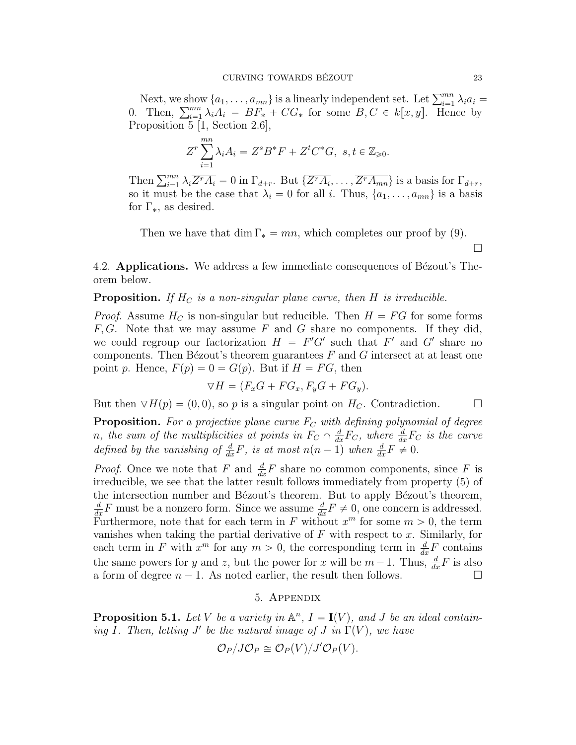Next, we show $\{a_1, \ldots, a_{mn}\}$ is a linearly independent set. Let $\sum_{i=1}^{mn} \lambda_i a_i = 0$. Then, $\sum_{i=1}^{mn} \lambda_i A_i = BF_* + CG_*$ for some $B, C \in k[x, y]$. Hence by Proposition 5 [1, Section 2.6],

$$Z^r \sum_{i=1}^{mn} \lambda_i A_i = Z^s B^* F + Z^t C^* G, \ s, t \in \mathbb{Z}_{\geqslant 0}.$$

Then $\sum_{i=1}^{mn} \lambda_i \overline{Z^r A_i} = 0$ in $\Gamma_{d+r}$. But $\{\overline{Z^r A_i}, \ldots, \overline{Z^r A_{mn}}\}$ is a basis for $\Gamma_{d+r}$, so it must be the case that $\lambda_i = 0$ for all $i$. Thus, $\{a_1, \ldots, a_{mn}\}$ is a basis for $\Gamma_*$, as desired.

Then we have that $\dim \Gamma_* = mn$, which completes our proof by (9).

□

4.2. **Applications.** We address a few immediate consequences of Bézout's Theorem below.

**Proposition.** *If $H_C$ is a non-singular plane curve, then $H$ is irreducible.*

*Proof.* Assume $H_C$ is non-singular but reducible. Then $H = FG$ for some forms $F, G$. Note that we may assume $F$ and $G$ share no components. If they did, we could regroup our factorization $H = F'G'$ such that $F'$ and $G'$ share no components. Then Bézout's theorem guarantees $F$ and $G$ intersect at at least one point $p$. Hence, $F(p) = 0 = G(p)$. But if $H = FG$, then

$$\triangledown H = (F_x G + F G_x, F_y G + F G_y).$$

But then $\triangledown H(p) = (0, 0)$, so $p$ is a singular point on $H_C$. Contradiction. □

**Proposition.** *For a projective plane curve $F_C$ with defining polynomial of degree $n$, the sum of the multiplicities at points in $F_C \cap \frac{d}{dx} F_C$, where $\frac{d}{dx} F_C$ is the curve defined by the vanishing of $\frac{d}{dx} F$, is at most $n(n-1)$ when $\frac{d}{dx} F \neq 0$.*

*Proof.* Once we note that $F$ and $\frac{d}{dx} F$ share no common components, since $F$ is irreducible, we see that the latter result follows immediately from property (5) of the intersection number and Bézout's theorem. But to apply Bézout's theorem, $\frac{d}{dx} F$ must be a nonzero form. Since we assume $\frac{d}{dx} F \neq 0$, one concern is addressed. Furthermore, note that for each term in $F$ without $x^m$ for some $m > 0$, the term vanishes when taking the partial derivative of $F$ with respect to $x$. Similarly, for each term in $F$ with $x^m$ for any $m > 0$, the corresponding term in $\frac{d}{dx} F$ contains the same powers for $y$ and $z$, but the power for $x$ will be $m - 1$. Thus, $\frac{d}{dx} F$ is also a form of degree $n - 1$. As noted earlier, the result then follows. □

## 5. Appendix

**Proposition 5.1.** *Let $V$ be a variety in $\mathbb{A}^n$, $I = \mathbf{I}(V)$, and $J$ be an ideal containing $I$. Then, letting $J'$ be the natural image of $J$ in $\Gamma(V)$, we have*

$$\mathcal{O}_P / J\mathcal{O}_P \cong \mathcal{O}_P(V) / J'\mathcal{O}_P(V).$$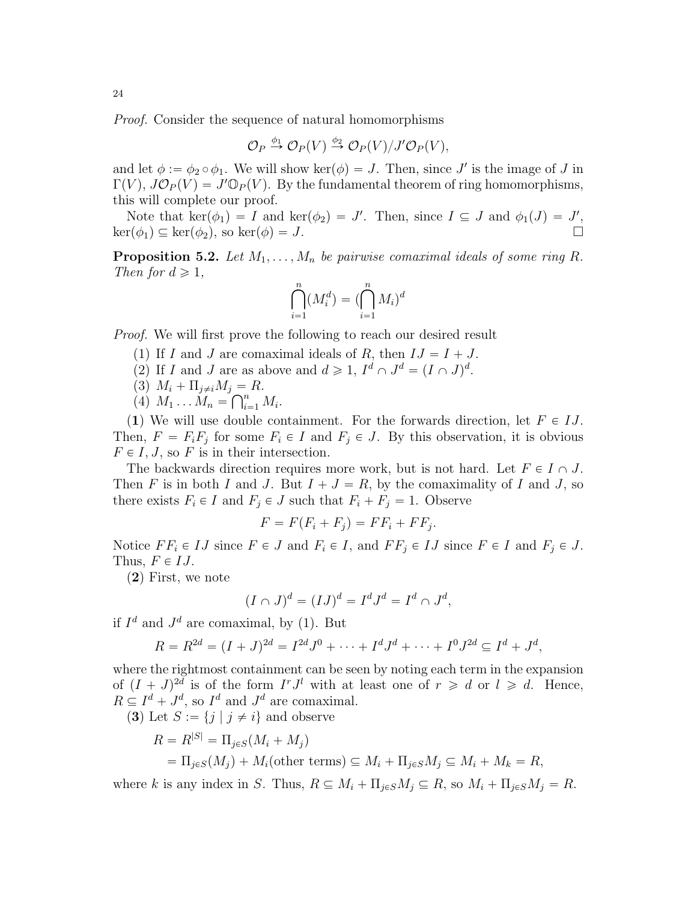*Proof.* Consider the sequence of natural homomorphisms

$$\mathcal{O}_P \xrightarrow{\phi_1} \mathcal{O}_P(V) \xrightarrow{\phi_2} \mathcal{O}_P(V)/J'\mathcal{O}_P(V),$$

and let $\phi := \phi_2 \circ \phi_1$. We will show $\ker(\phi) = J$. Then, since $J'$ is the image of $J$ in $\Gamma(V)$, $J\mathcal{O}_P(V) = J'\mathbb{O}_P(V)$. By the fundamental theorem of ring homomorphisms, this will complete our proof.

Note that $\ker(\phi_1) = I$ and $\ker(\phi_2) = J'$. Then, since $I \subseteq J$ and $\phi_1(J) = J'$, $\ker(\phi_1) \subseteq \ker(\phi_2)$, so $\ker(\phi) = J$. $\square$

**Proposition 5.2.** *Let $M_1, \ldots, M_n$ be pairwise comaximal ideals of some ring $R$. Then for $d \geqslant 1$,*

$$\bigcap_{i=1}^{n}(M_i^d) = (\bigcap_{i=1}^{n} M_i)^d$$

*Proof.* We will first prove the following to reach our desired result

1. If $I$ and $J$ are comaximal ideals of $R$, then $IJ = I + J$.
2. If $I$ and $J$ are as above and $d \geqslant 1$, $I^d \cap J^d = (I \cap J)^d$.
3. $M_i + \Pi_{j \neq i} M_j = R$.
4. $M_1 \ldots M_n = \bigcap_{i=1}^{n} M_i$.

(**1**) We will use double containment. For the forwards direction, let $F \in IJ$. Then, $F = F_i F_j$ for some $F_i \in I$ and $F_j \in J$. By this observation, it is obvious $F \in I, J$, so $F$ is in their intersection.

The backwards direction requires more work, but is not hard. Let $F \in I \cap J$. Then $F$ is in both $I$ and $J$. But $I + J = R$, by the comaximality of $I$ and $J$, so there exists $F_i \in I$ and $F_j \in J$ such that $F_i + F_j = 1$. Observe

$$F = F(F_i + F_j) = FF_i + FF_j.$$

Notice $FF_i \in IJ$ since $F \in J$ and $F_i \in I$, and $FF_j \in IJ$ since $F \in I$ and $F_j \in J$. Thus, $F \in IJ$.

(**2**) First, we note

$$(I \cap J)^d = (IJ)^d = I^d J^d = I^d \cap J^d,$$

if $I^d$ and $J^d$ are comaximal, by (1). But

$$R = R^{2d} = (I + J)^{2d} = I^{2d}J^0 + \cdots + I^d J^d + \cdots + I^0 J^{2d} \subseteq I^d + J^d,$$

where the rightmost containment can be seen by noting each term in the expansion of $(I + J)^{2d}$ is of the form $I^r J^l$ with at least one of $r \geqslant d$ or $l \geqslant d$. Hence, $R \subseteq I^d + J^d$, so $I^d$ and $J^d$ are comaximal.

(**3**) Let $S := \{j \mid j \neq i\}$ and observe

$$\begin{aligned} R = R^{|S|} &= \Pi_{j \in S}(M_i + M_j) \\ &= \Pi_{j \in S}(M_j) + M_i(\text{other terms}) \subseteq M_i + \Pi_{j \in S} M_j \subseteq M_i + M_k = R, \end{aligned}$$

where $k$ is any index in $S$. Thus, $R \subseteq M_i + \Pi_{j \in S} M_j \subseteq R$, so $M_i + \Pi_{j \in S} M_j = R$.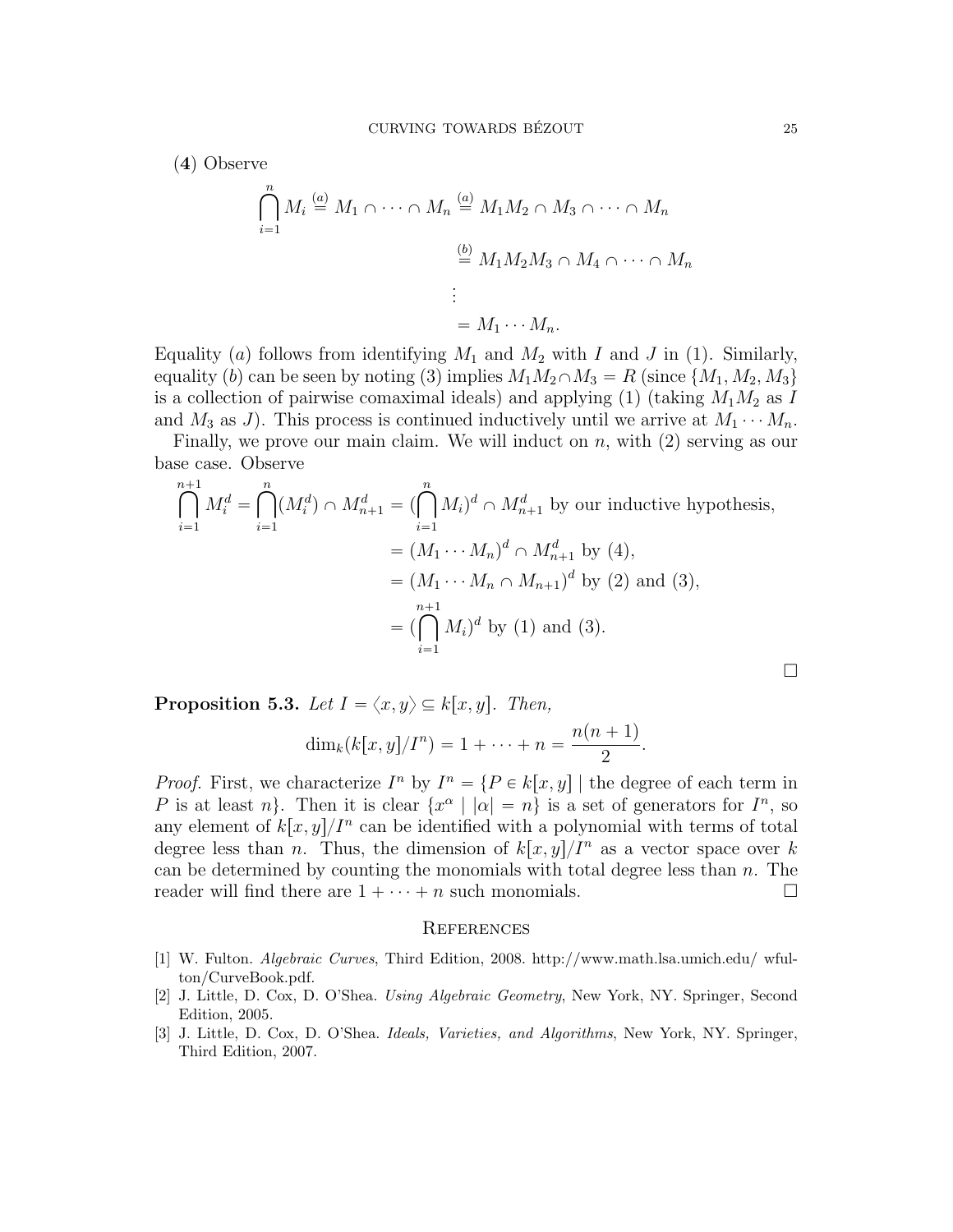(**4**) Observe

$$\bigcap_{i=1}^{n} M_i \overset{(a)}{=} M_1 \cap \cdots \cap M_n \overset{(a)}{=} M_1M_2 \cap M_3 \cap \cdots \cap M_n$$

$$\overset{(b)}{=} M_1M_2M_3 \cap M_4 \cap \cdots \cap M_n$$

$$\vdots$$

$$= M_1 \cdots M_n.$$

Equality $(a)$ follows from identifying $M_1$ and $M_2$ with $I$ and $J$ in (1). Similarly, equality $(b)$ can be seen by noting (3) implies $M_1M_2 \cap M_3 = R$ (since $\{M_1, M_2, M_3\}$ is a collection of pairwise comaximal ideals) and applying (1) (taking $M_1M_2$ as $I$ and $M_3$ as $J$). This process is continued inductively until we arrive at $M_1 \cdots M_n$.

Finally, we prove our main claim. We will induct on $n$, with (2) serving as our base case. Observe

$$\bigcap_{i=1}^{n+1} M_i^d = \bigcap_{i=1}^{n} (M_i^d) \cap M_{n+1}^d = (\bigcap_{i=1}^{n} M_i)^d \cap M_{n+1}^d \text{ by our inductive hypothesis,}$$

$$= (M_1 \cdots M_n)^d \cap M_{n+1}^d \text{ by (4),}$$

$$= (M_1 \cdots M_n \cap M_{n+1})^d \text{ by (2) and (3),}$$

$$= (\bigcap_{i=1}^{n+1} M_i)^d \text{ by (1) and (3).}$$

□

**Proposition 5.3.** *Let $I = \langle x, y \rangle \subseteq k[x, y]$. Then,*

$$\dim_k(k[x, y]/I^n) = 1 + \cdots + n = \frac{n(n+1)}{2}.$$

*Proof.* First, we characterize $I^n$ by $I^n = \{P \in k[x, y] \mid$ the degree of each term in $P$ is at least $n\}$. Then it is clear $\{x^\alpha \mid |\alpha| = n\}$ is a set of generators for $I^n$, so any element of $k[x, y]/I^n$ can be identified with a polynomial with terms of total degree less than $n$. Thus, the dimension of $k[x, y]/I^n$ as a vector space over $k$ can be determined by counting the monomials with total degree less than $n$. The reader will find there are $1 + \cdots + n$ such monomials. □

## References

[1] W. Fulton. *Algebraic Curves*, Third Edition, 2008. http://www.math.lsa.umich.edu/ wfulton/CurveBook.pdf.

[2] J. Little, D. Cox, D. O'Shea. *Using Algebraic Geometry*, New York, NY. Springer, Second Edition, 2005.

[3] J. Little, D. Cox, D. O'Shea. *Ideals, Varieties, and Algorithms*, New York, NY. Springer, Third Edition, 2007.